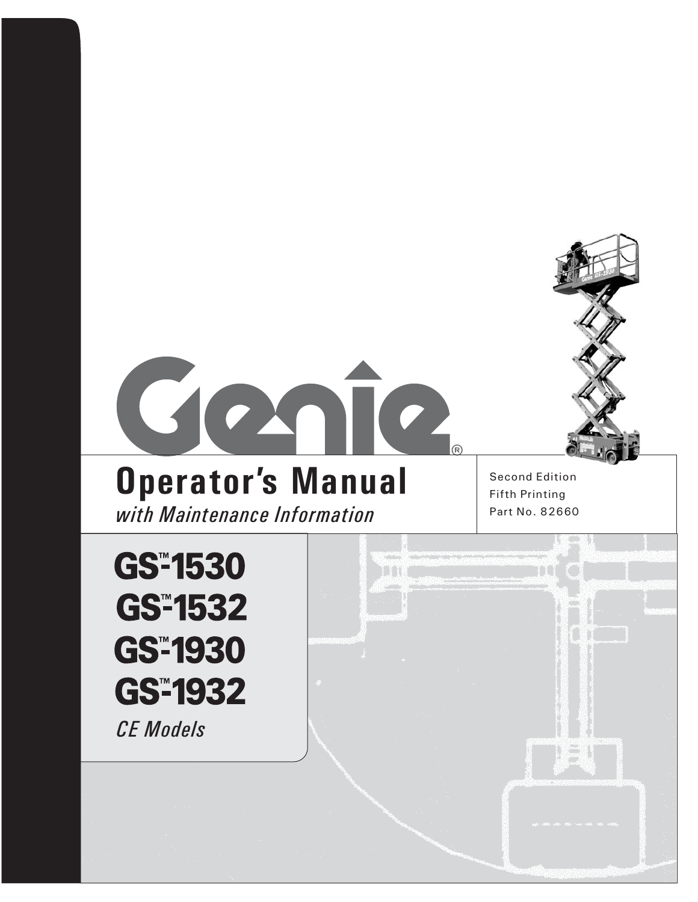# Genie®

## Operator's Manual

*with Maintenance Information*

Second Edition
Fifth Printing
Part No. 82660

**GS™-1530**
**GS™-1532**
**GS™-1930**
**GS™-1932**

*CE Models*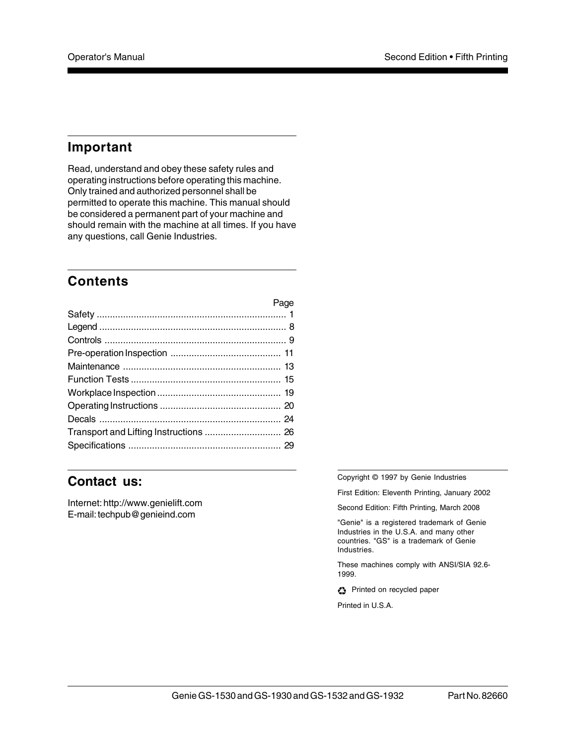## Important

Read, understand and obey these safety rules and operating instructions before operating this machine. Only trained and authorized personnel shall be permitted to operate this machine. This manual should be considered a permanent part of your machine and should remain with the machine at all times. If you have any questions, call Genie Industries.

## Contents

| | Page |
|---|---|
| Safety | 1 |
| Legend | 8 |
| Controls | 9 |
| Pre-operation Inspection | 11 |
| Maintenance | 13 |
| Function Tests | 15 |
| Workplace Inspection | 19 |
| Operating Instructions | 20 |
| Decals | 24 |
| Transport and Lifting Instructions | 26 |
| Specifications | 29 |

## Contact us:

Internet: http://www.genielift.com
E-mail: techpub@genieind.com

Copyright © 1997 by Genie Industries

First Edition: Eleventh Printing, January 2002

Second Edition: Fifth Printing, March 2008

"Genie" is a registered trademark of Genie Industries in the U.S.A. and many other countries. "GS" is a trademark of Genie Industries.

These machines comply with ANSI/SIA 92.6-1999.

♻ Printed on recycled paper

Printed in U.S.A.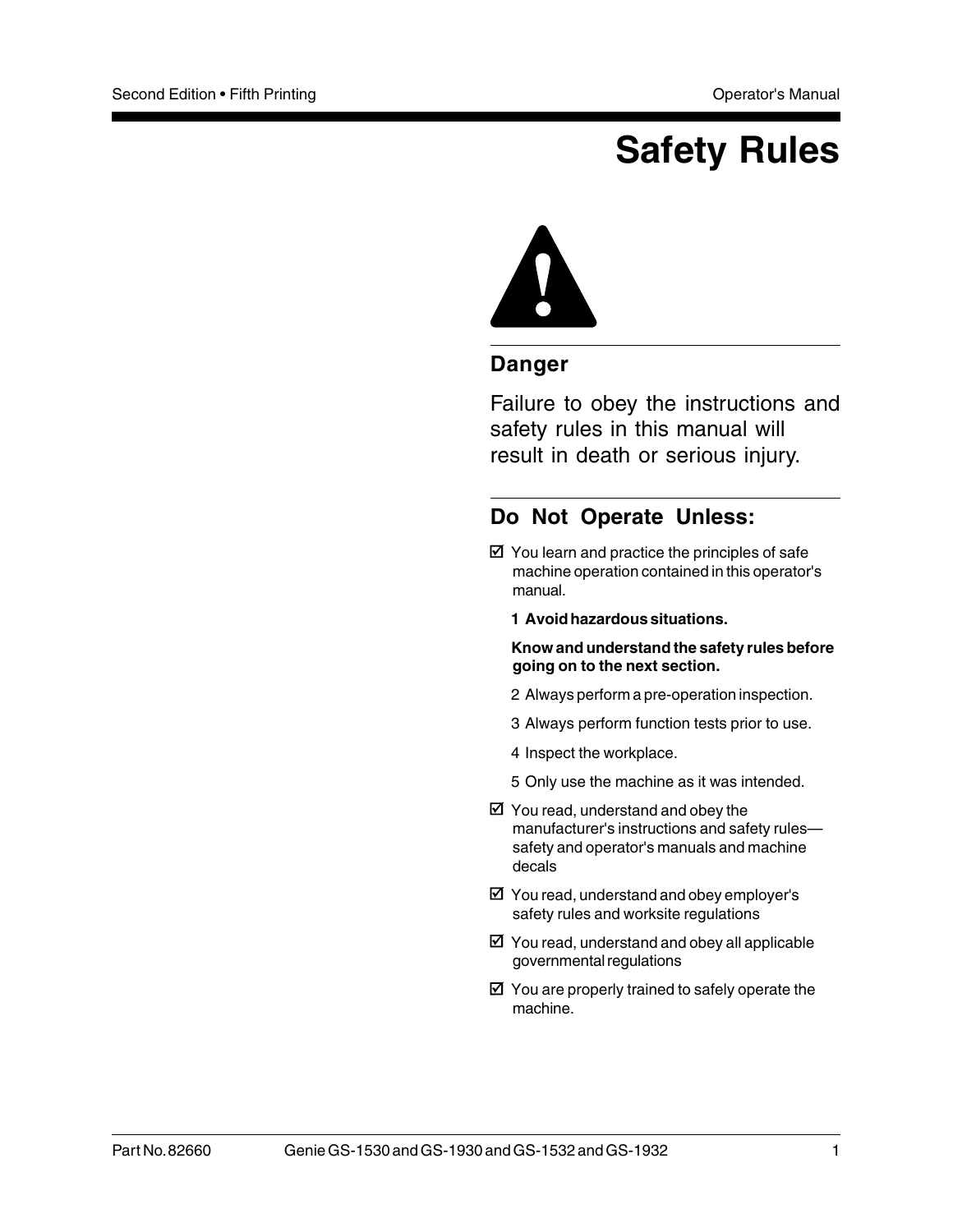# Safety Rules

## Danger

Failure to obey the instructions and safety rules in this manual will result in death or serious injury.

## Do Not Operate Unless:

☑ You learn and practice the principles of safe machine operation contained in this operator's manual.

**1 Avoid hazardous situations.**

**Know and understand the safety rules before going on to the next section.**

2 Always perform a pre-operation inspection.

3 Always perform function tests prior to use.

4 Inspect the workplace.

5 Only use the machine as it was intended.

☑ You read, understand and obey the manufacturer's instructions and safety rules—safety and operator's manuals and machine decals

☑ You read, understand and obey employer's safety rules and worksite regulations

☑ You read, understand and obey all applicable governmental regulations

☑ You are properly trained to safely operate the machine.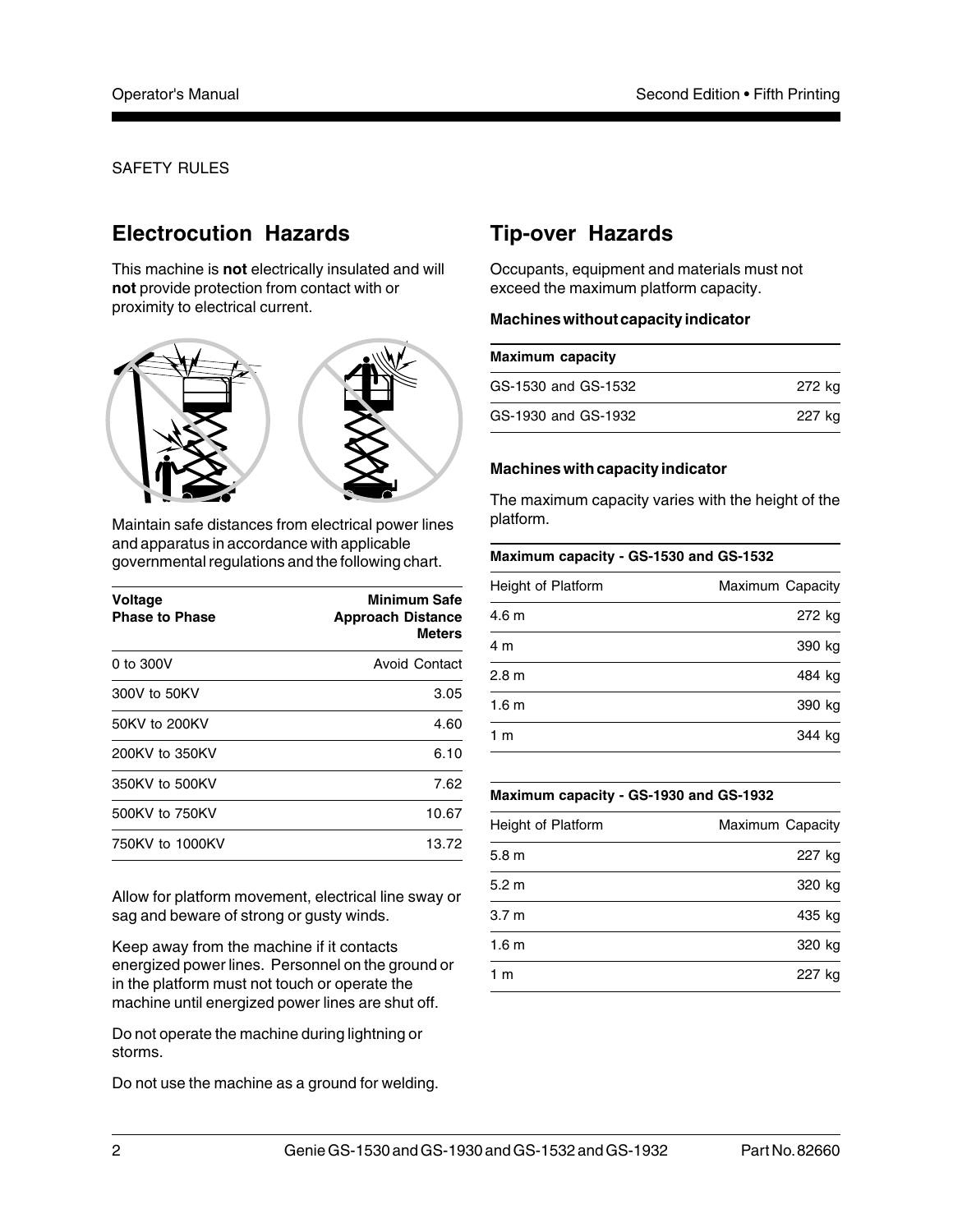SAFETY RULES

## Electrocution Hazards

This machine is **not** electrically insulated and will **not** provide protection from contact with or proximity to electrical current.

Maintain safe distances from electrical power lines and apparatus in accordance with applicable governmental regulations and the following chart.

| Voltage Phase to Phase | Minimum Safe Approach Distance Meters |
|---|---|
| 0 to 300V | Avoid Contact |
| 300V to 50KV | 3.05 |
| 50KV to 200KV | 4.60 |
| 200KV to 350KV | 6.10 |
| 350KV to 500KV | 7.62 |
| 500KV to 750KV | 10.67 |
| 750KV to 1000KV | 13.72 |

Allow for platform movement, electrical line sway or sag and beware of strong or gusty winds.

Keep away from the machine if it contacts energized power lines. Personnel on the ground or in the platform must not touch or operate the machine until energized power lines are shut off.

Do not operate the machine during lightning or storms.

Do not use the machine as a ground for welding.

## Tip-over Hazards

Occupants, equipment and materials must not exceed the maximum platform capacity.

**Machines without capacity indicator**

| Maximum capacity | |
|---|---|
| GS-1530 and GS-1532 | 272 kg |
| GS-1930 and GS-1932 | 227 kg |

**Machines with capacity indicator**

The maximum capacity varies with the height of the platform.

**Maximum capacity - GS-1530 and GS-1532**

| Height of Platform | Maximum Capacity |
|---|---|
| 4.6 m | 272 kg |
| 4 m | 390 kg |
| 2.8 m | 484 kg |
| 1.6 m | 390 kg |
| 1 m | 344 kg |

**Maximum capacity - GS-1930 and GS-1932**

| Height of Platform | Maximum Capacity |
|---|---|
| 5.8 m | 227 kg |
| 5.2 m | 320 kg |
| 3.7 m | 435 kg |
| 1.6 m | 320 kg |
| 1 m | 227 kg |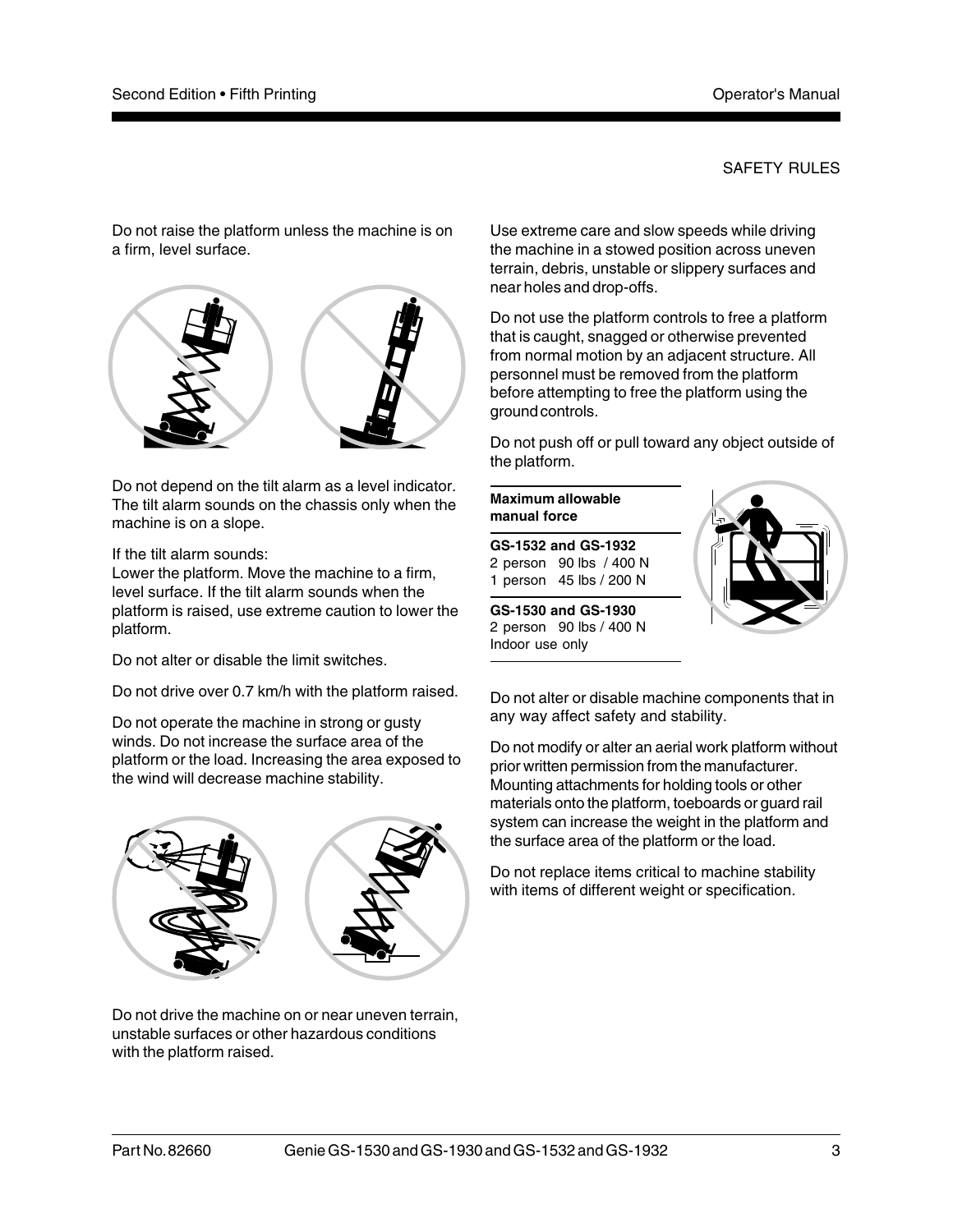## SAFETY RULES

Do not raise the platform unless the machine is on a firm, level surface.

Do not depend on the tilt alarm as a level indicator. The tilt alarm sounds on the chassis only when the machine is on a slope.

If the tilt alarm sounds:
Lower the platform. Move the machine to a firm, level surface. If the tilt alarm sounds when the platform is raised, use extreme caution to lower the platform.

Do not alter or disable the limit switches.

Do not drive over 0.7 km/h with the platform raised.

Do not operate the machine in strong or gusty winds. Do not increase the surface area of the platform or the load. Increasing the area exposed to the wind will decrease machine stability.

Do not drive the machine on or near uneven terrain, unstable surfaces or other hazardous conditions with the platform raised.

Use extreme care and slow speeds while driving the machine in a stowed position across uneven terrain, debris, unstable or slippery surfaces and near holes and drop-offs.

Do not use the platform controls to free a platform that is caught, snagged or otherwise prevented from normal motion by an adjacent structure. All personnel must be removed from the platform before attempting to free the platform using the ground controls.

Do not push off or pull toward any object outside of the platform.

**Maximum allowable manual force**

**GS-1532 and GS-1932**
2 person 90 lbs / 400 N
1 person 45 lbs / 200 N

**GS-1530 and GS-1930**
2 person 90 lbs / 400 N
Indoor use only

Do not alter or disable machine components that in any way affect safety and stability.

Do not modify or alter an aerial work platform without prior written permission from the manufacturer. Mounting attachments for holding tools or other materials onto the platform, toeboards or guard rail system can increase the weight in the platform and the surface area of the platform or the load.

Do not replace items critical to machine stability with items of different weight or specification.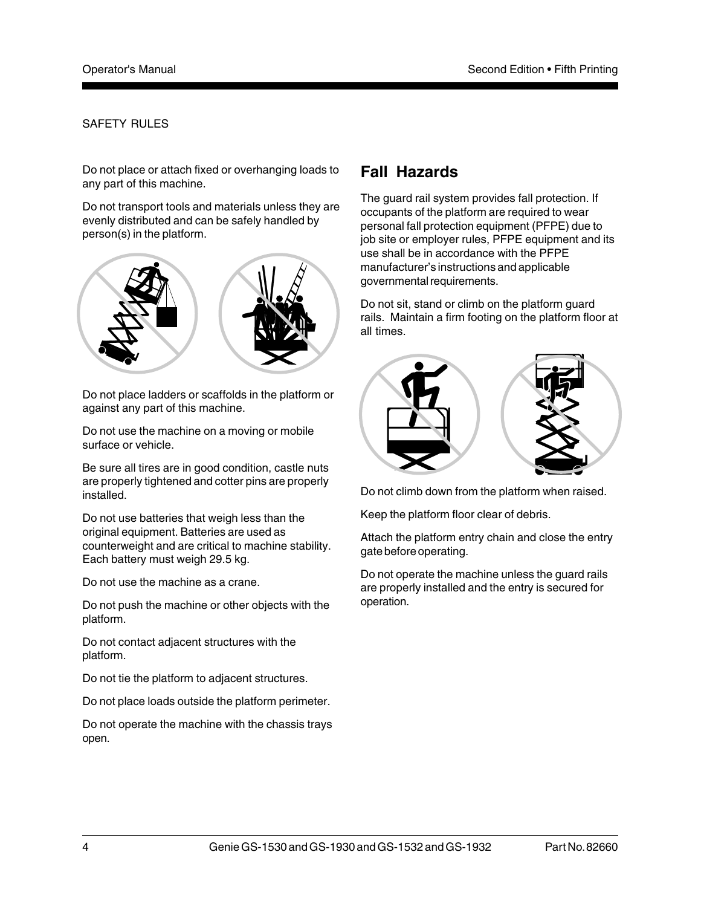SAFETY RULES

Do not place or attach fixed or overhanging loads to any part of this machine.

Do not transport tools and materials unless they are evenly distributed and can be safely handled by person(s) in the platform.

Do not place ladders or scaffolds in the platform or against any part of this machine.

Do not use the machine on a moving or mobile surface or vehicle.

Be sure all tires are in good condition, castle nuts are properly tightened and cotter pins are properly installed.

Do not use batteries that weigh less than the original equipment. Batteries are used as counterweight and are critical to machine stability. Each battery must weigh 29.5 kg.

Do not use the machine as a crane.

Do not push the machine or other objects with the platform.

Do not contact adjacent structures with the platform.

Do not tie the platform to adjacent structures.

Do not place loads outside the platform perimeter.

Do not operate the machine with the chassis trays open.

## Fall Hazards

The guard rail system provides fall protection. If occupants of the platform are required to wear personal fall protection equipment (PFPE) due to job site or employer rules, PFPE equipment and its use shall be in accordance with the PFPE manufacturer's instructions and applicable governmental requirements.

Do not sit, stand or climb on the platform guard rails. Maintain a firm footing on the platform floor at all times.

Do not climb down from the platform when raised.

Keep the platform floor clear of debris.

Attach the platform entry chain and close the entry gate before operating.

Do not operate the machine unless the guard rails are properly installed and the entry is secured for operation.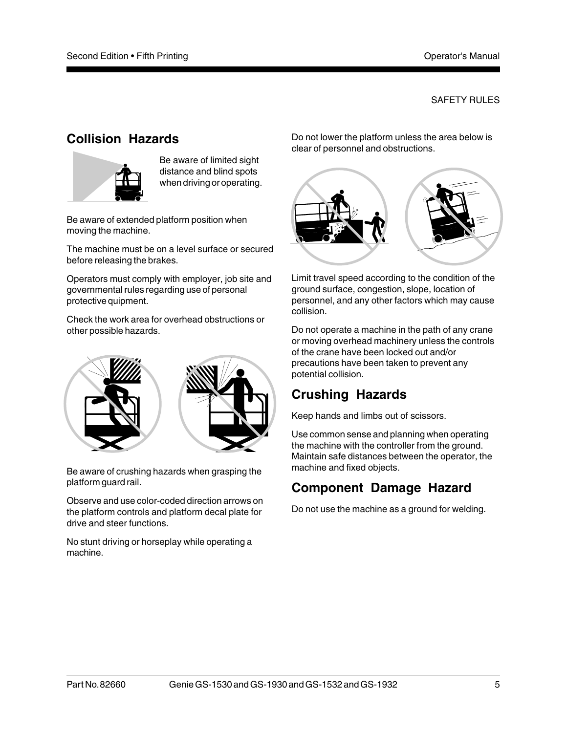SAFETY RULES

## Collision Hazards

Be aware of limited sight distance and blind spots when driving or operating.

Be aware of extended platform position when moving the machine.

The machine must be on a level surface or secured before releasing the brakes.

Operators must comply with employer, job site and governmental rules regarding use of personal protective quipment.

Check the work area for overhead obstructions or other possible hazards.

Be aware of crushing hazards when grasping the platform guard rail.

Observe and use color-coded direction arrows on the platform controls and platform decal plate for drive and steer functions.

No stunt driving or horseplay while operating a machine.

Do not lower the platform unless the area below is clear of personnel and obstructions.

Limit travel speed according to the condition of the ground surface, congestion, slope, location of personnel, and any other factors which may cause collision.

Do not operate a machine in the path of any crane or moving overhead machinery unless the controls of the crane have been locked out and/or precautions have been taken to prevent any potential collision.

## Crushing Hazards

Keep hands and limbs out of scissors.

Use common sense and planning when operating the machine with the controller from the ground. Maintain safe distances between the operator, the machine and fixed objects.

## Component Damage Hazard

Do not use the machine as a ground for welding.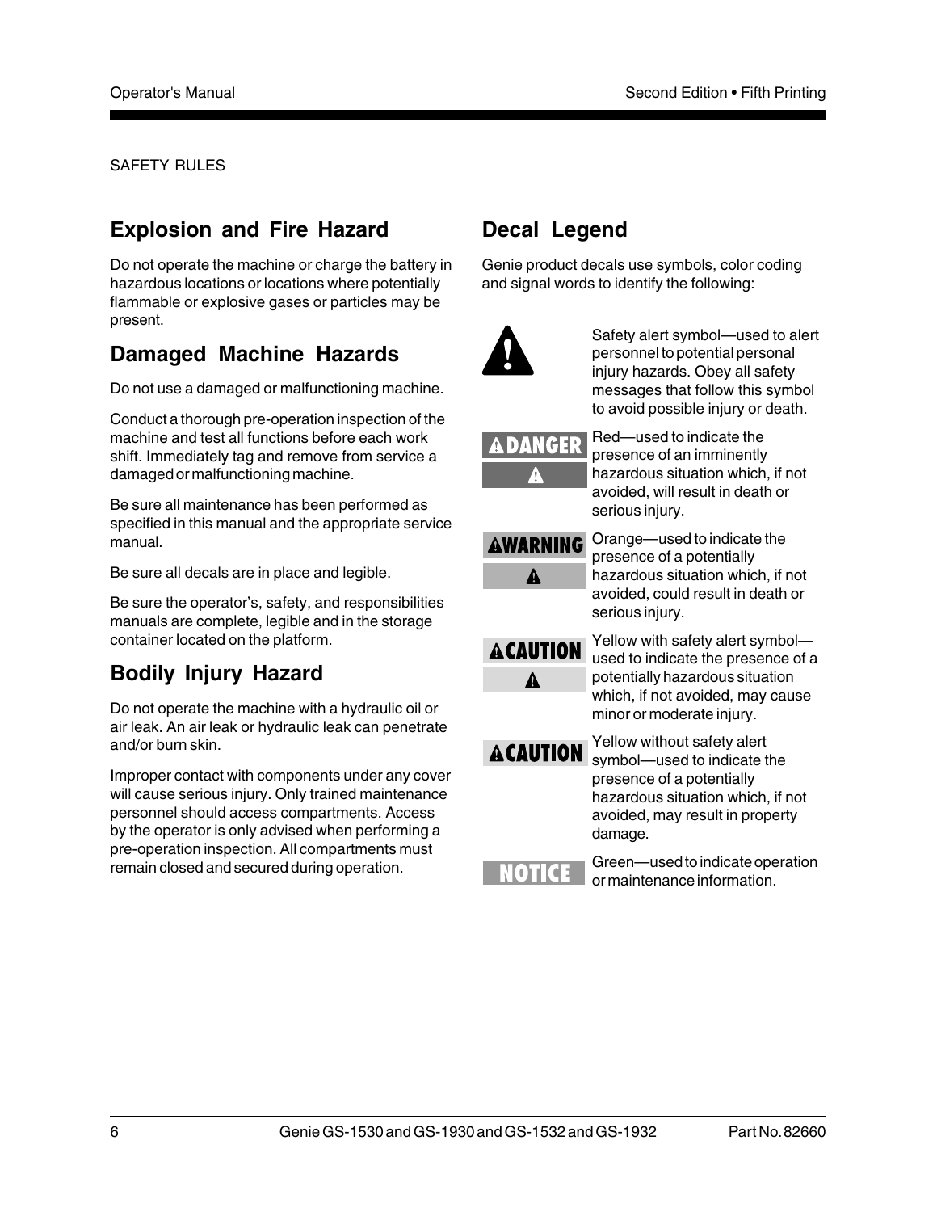SAFETY RULES

## Explosion and Fire Hazard

Do not operate the machine or charge the battery in hazardous locations or locations where potentially flammable or explosive gases or particles may be present.

## Damaged Machine Hazards

Do not use a damaged or malfunctioning machine.

Conduct a thorough pre-operation inspection of the machine and test all functions before each work shift. Immediately tag and remove from service a damaged or malfunctioning machine.

Be sure all maintenance has been performed as specified in this manual and the appropriate service manual.

Be sure all decals are in place and legible.

Be sure the operator's, safety, and responsibilities manuals are complete, legible and in the storage container located on the platform.

## Bodily Injury Hazard

Do not operate the machine with a hydraulic oil or air leak. An air leak or hydraulic leak can penetrate and/or burn skin.

Improper contact with components under any cover will cause serious injury. Only trained maintenance personnel should access compartments. Access by the operator is only advised when performing a pre-operation inspection. All compartments must remain closed and secured during operation.

## Decal Legend

Genie product decals use symbols, color coding and signal words to identify the following:

| Symbol | Description |
| --- | --- |
| ! | Safety alert symbol—used to alert personnel to potential personal injury hazards. Obey all safety messages that follow this symbol to avoid possible injury or death. |
| DANGER | Red—used to indicate the presence of an imminently hazardous situation which, if not avoided, will result in death or serious injury. |
| WARNING | Orange—used to indicate the presence of a potentially hazardous situation which, if not avoided, could result in death or serious injury. |
| CAUTION | Yellow with safety alert symbol—used to indicate the presence of a potentially hazardous situation which, if not avoided, may cause minor or moderate injury. |
| CAUTION | Yellow without safety alert symbol—used to indicate the presence of a potentially hazardous situation which, if not avoided, may result in property damage. |
| NOTICE | Green—used to indicate operation or maintenance information. |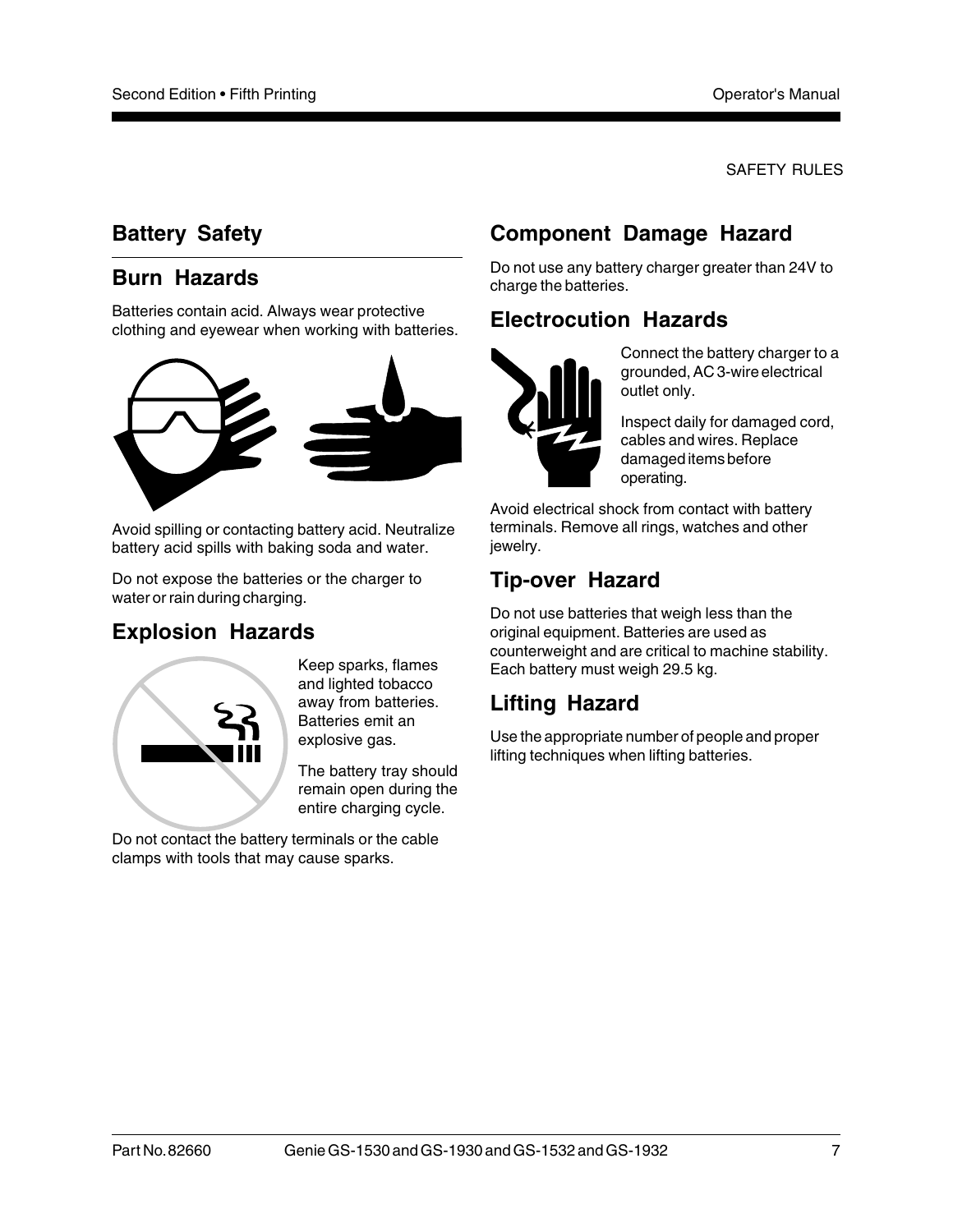SAFETY RULES

## Battery Safety

### Burn Hazards

Batteries contain acid. Always wear protective clothing and eyewear when working with batteries.

Avoid spilling or contacting battery acid. Neutralize battery acid spills with baking soda and water.

Do not expose the batteries or the charger to water or rain during charging.

### Explosion Hazards

Keep sparks, flames and lighted tobacco away from batteries. Batteries emit an explosive gas.

The battery tray should remain open during the entire charging cycle.

Do not contact the battery terminals or the cable clamps with tools that may cause sparks.

### Component Damage Hazard

Do not use any battery charger greater than 24V to charge the batteries.

### Electrocution Hazards

Connect the battery charger to a grounded, AC 3-wire electrical outlet only.

Inspect daily for damaged cord, cables and wires. Replace damaged items before operating.

Avoid electrical shock from contact with battery terminals. Remove all rings, watches and other jewelry.

### Tip-over Hazard

Do not use batteries that weigh less than the original equipment. Batteries are used as counterweight and are critical to machine stability. Each battery must weigh 29.5 kg.

### Lifting Hazard

Use the appropriate number of people and proper lifting techniques when lifting batteries.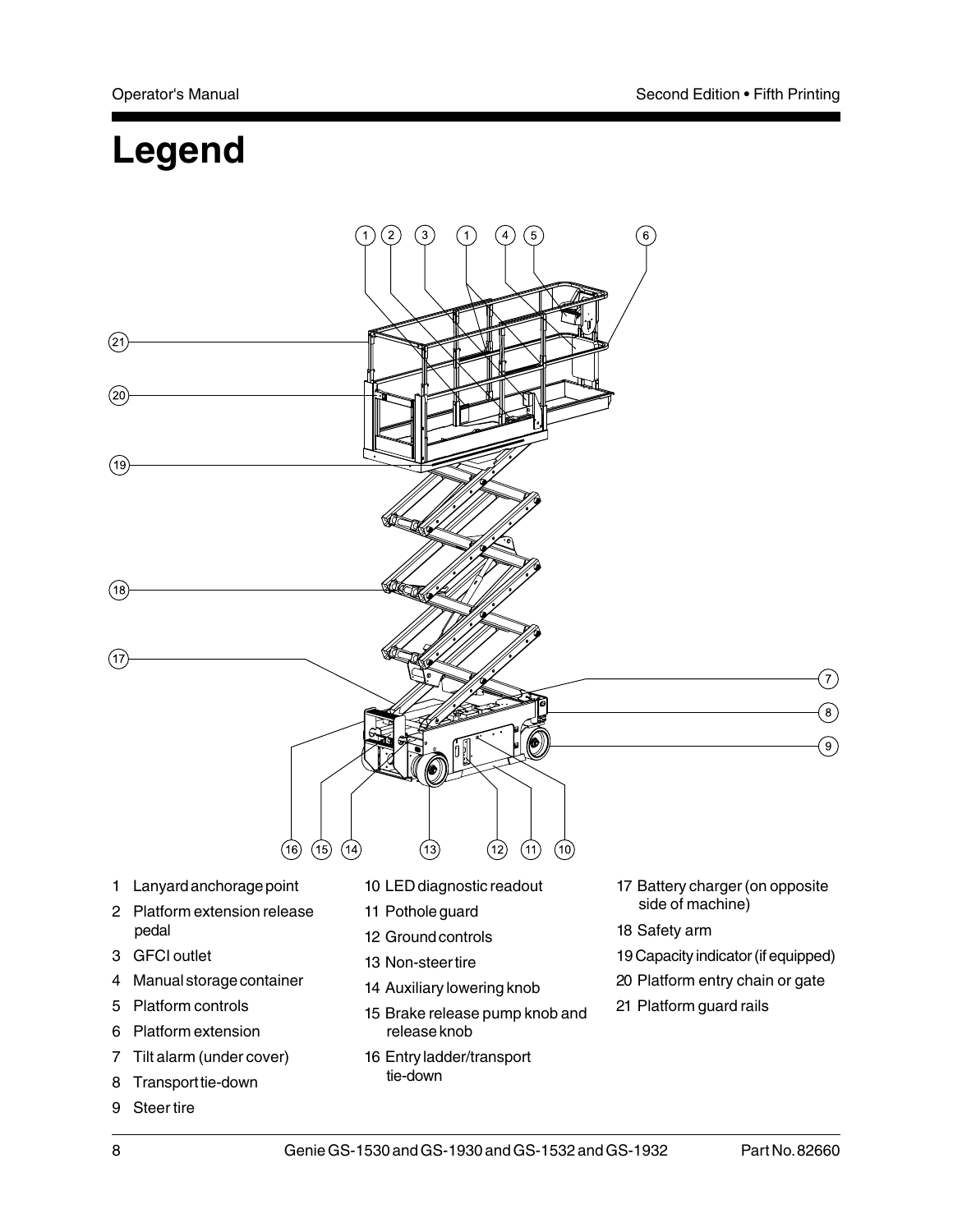# Legend

1 Lanyard anchorage point
2 Platform extension release pedal
3 GFCI outlet
4 Manual storage container
5 Platform controls
6 Platform extension
7 Tilt alarm (under cover)
8 Transport tie-down
9 Steer tire
10 LED diagnostic readout
11 Pothole guard
12 Ground controls
13 Non-steer tire
14 Auxiliary lowering knob
15 Brake release pump knob and release knob
16 Entry ladder/transport tie-down
17 Battery charger (on opposite side of machine)
18 Safety arm
19 Capacity indicator (if equipped)
20 Platform entry chain or gate
21 Platform guard rails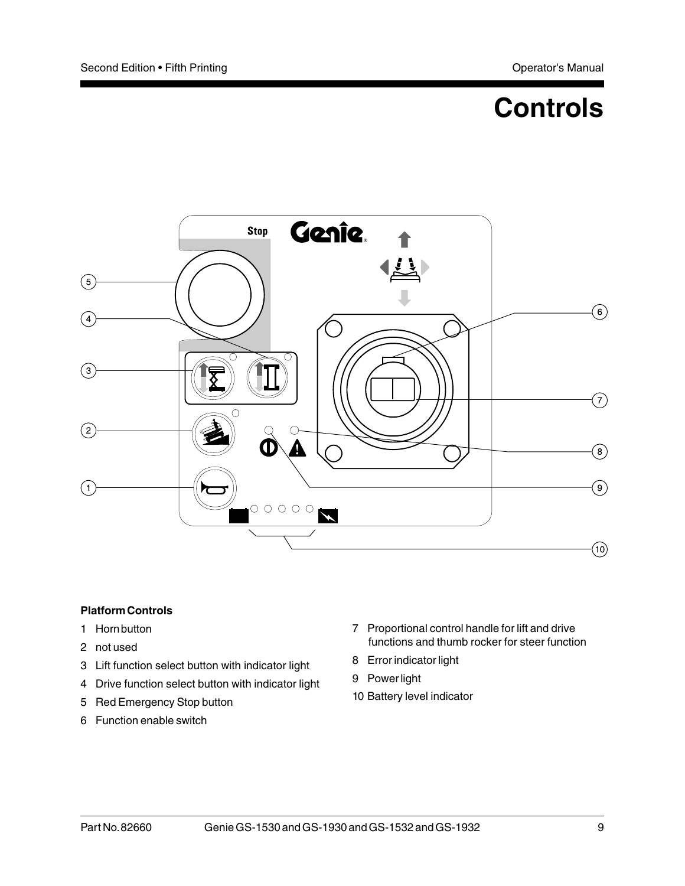# Controls

**Platform Controls**

1. Horn button
2. not used
3. Lift function select button with indicator light
4. Drive function select button with indicator light
5. Red Emergency Stop button
6. Function enable switch
7. Proportional control handle for lift and drive functions and thumb rocker for steer function
8. Error indicator light
9. Power light
10. Battery level indicator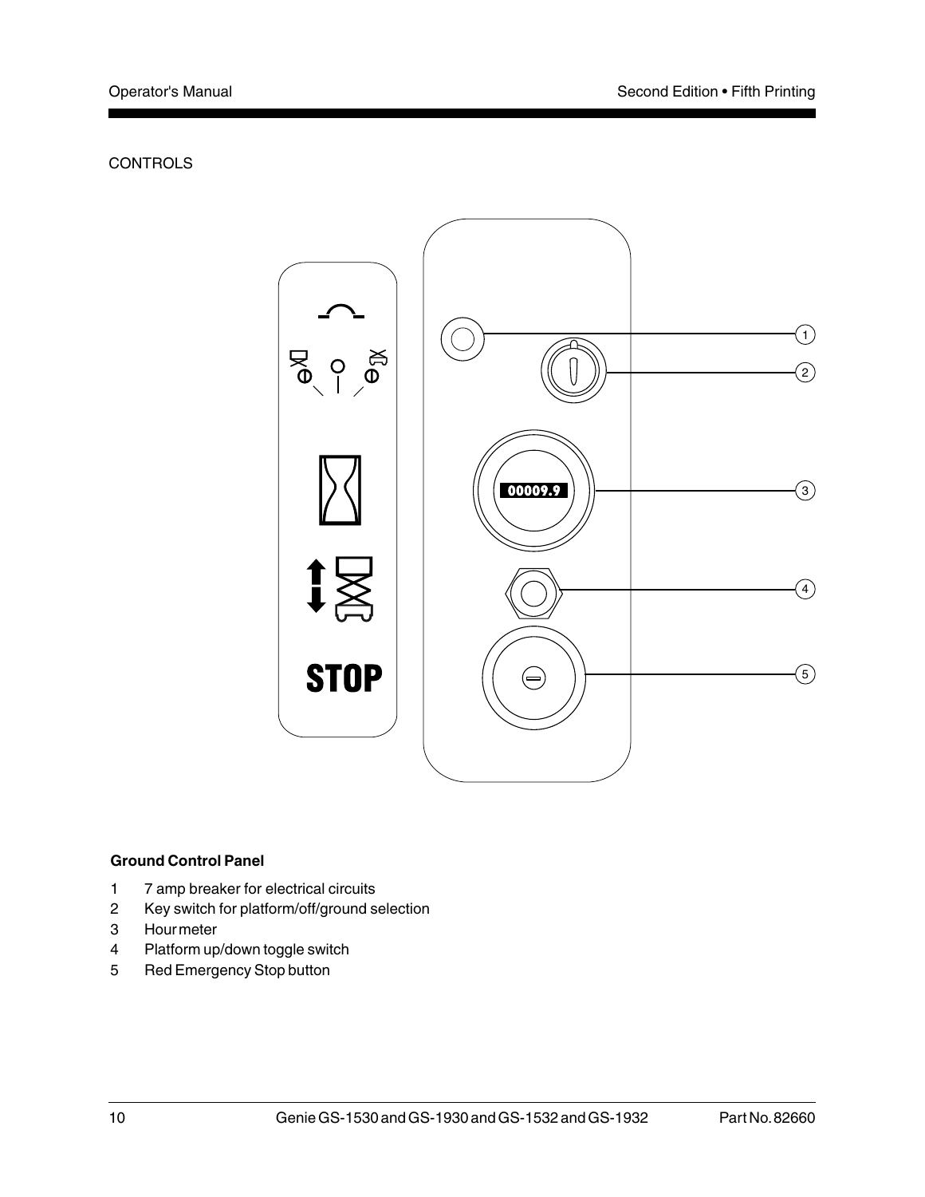CONTROLS

**Ground Control Panel**

1. 7 amp breaker for electrical circuits
2. Key switch for platform/off/ground selection
3. Hour meter
4. Platform up/down toggle switch
5. Red Emergency Stop button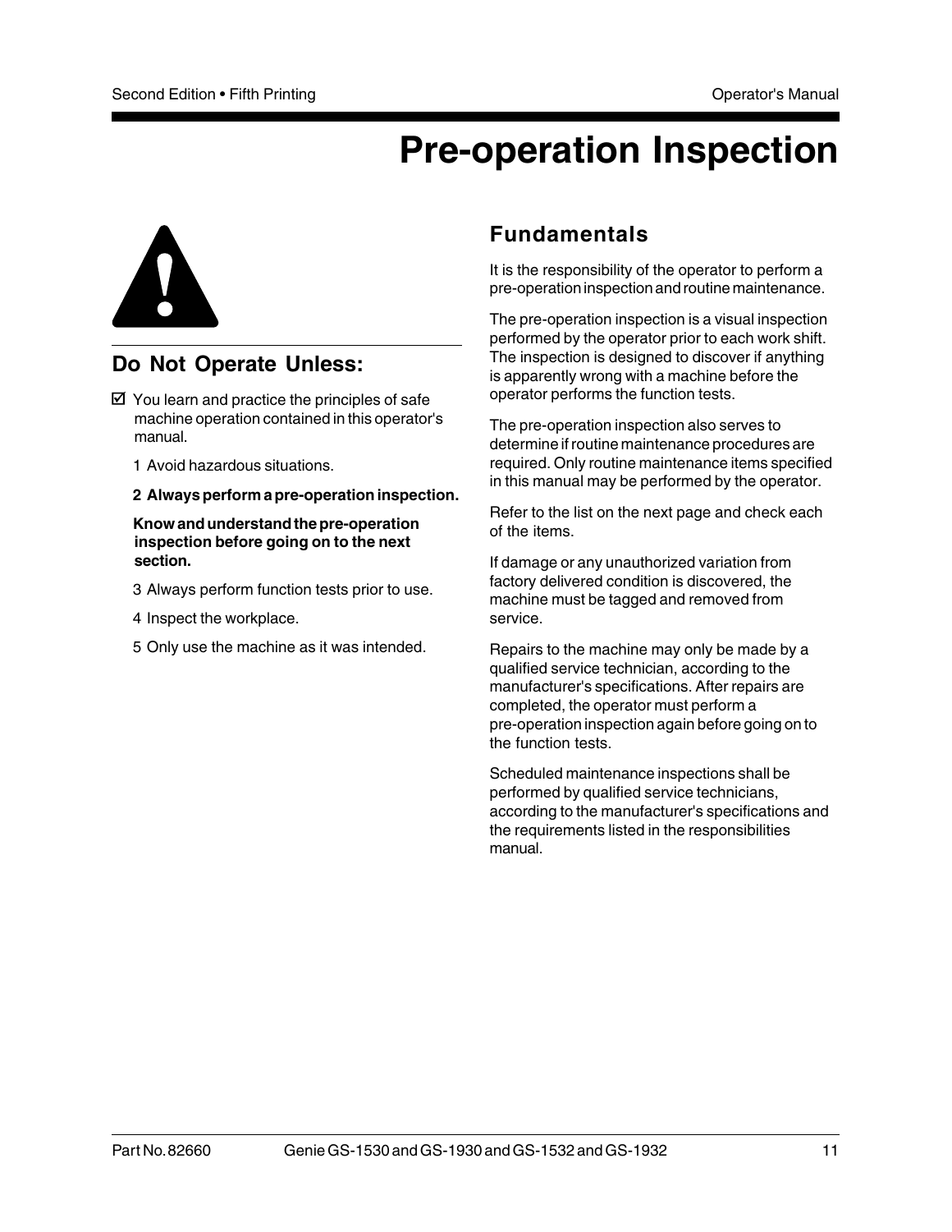# Pre-operation Inspection

## Do Not Operate Unless:

☑ You learn and practice the principles of safe machine operation contained in this operator's manual.

1 Avoid hazardous situations.

**2 Always perform a pre-operation inspection.**

**Know and understand the pre-operation inspection before going on to the next section.**

3 Always perform function tests prior to use.

4 Inspect the workplace.

5 Only use the machine as it was intended.

## Fundamentals

It is the responsibility of the operator to perform a pre-operation inspection and routine maintenance.

The pre-operation inspection is a visual inspection performed by the operator prior to each work shift. The inspection is designed to discover if anything is apparently wrong with a machine before the operator performs the function tests.

The pre-operation inspection also serves to determine if routine maintenance procedures are required. Only routine maintenance items specified in this manual may be performed by the operator.

Refer to the list on the next page and check each of the items.

If damage or any unauthorized variation from factory delivered condition is discovered, the machine must be tagged and removed from service.

Repairs to the machine may only be made by a qualified service technician, according to the manufacturer's specifications. After repairs are completed, the operator must perform a pre-operation inspection again before going on to the function tests.

Scheduled maintenance inspections shall be performed by qualified service technicians, according to the manufacturer's specifications and the requirements listed in the responsibilities manual.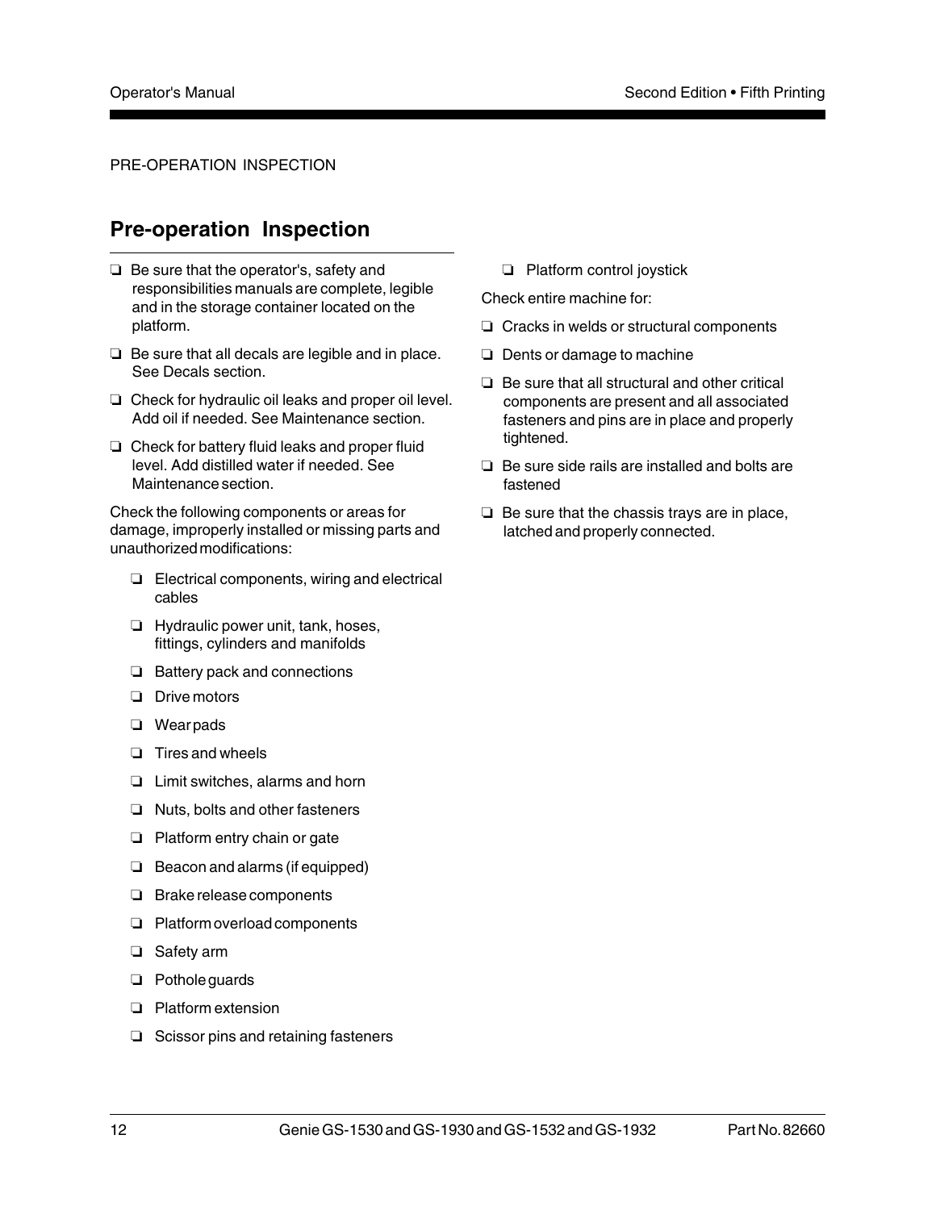PRE-OPERATION INSPECTION

## Pre-operation Inspection

- ❏ Be sure that the operator's, safety and responsibilities manuals are complete, legible and in the storage container located on the platform.
- ❏ Be sure that all decals are legible and in place. See Decals section.
- ❏ Check for hydraulic oil leaks and proper oil level. Add oil if needed. See Maintenance section.
- ❏ Check for battery fluid leaks and proper fluid level. Add distilled water if needed. See Maintenance section.

Check the following components or areas for damage, improperly installed or missing parts and unauthorized modifications:

- ❏ Electrical components, wiring and electrical cables
- ❏ Hydraulic power unit, tank, hoses, fittings, cylinders and manifolds
- ❏ Battery pack and connections
- ❏ Drive motors
- ❏ Wear pads
- ❏ Tires and wheels
- ❏ Limit switches, alarms and horn
- ❏ Nuts, bolts and other fasteners
- ❏ Platform entry chain or gate
- ❏ Beacon and alarms (if equipped)
- ❏ Brake release components
- ❏ Platform overload components
- ❏ Safety arm
- ❏ Pothole guards
- ❏ Platform extension
- ❏ Scissor pins and retaining fasteners
- ❏ Platform control joystick

Check entire machine for:

- ❏ Cracks in welds or structural components
- ❏ Dents or damage to machine
- ❏ Be sure that all structural and other critical components are present and all associated fasteners and pins are in place and properly tightened.
- ❏ Be sure side rails are installed and bolts are fastened
- ❏ Be sure that the chassis trays are in place, latched and properly connected.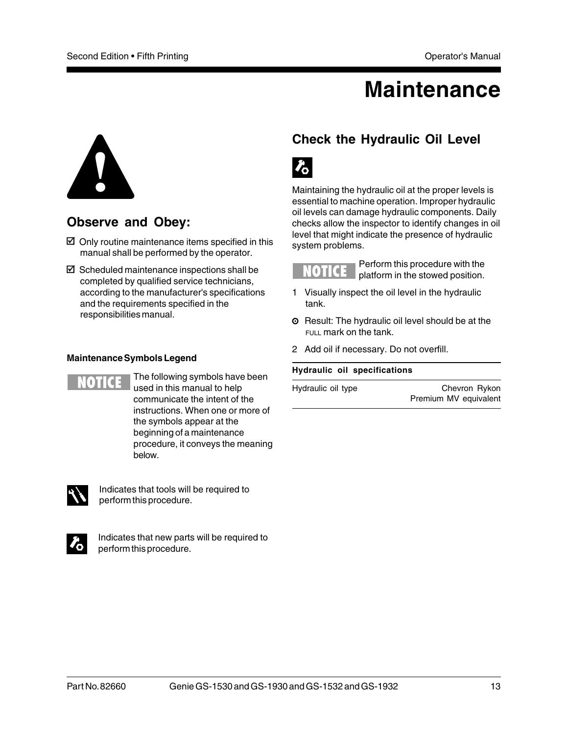# Maintenance

## Observe and Obey:

- ☑ Only routine maintenance items specified in this manual shall be performed by the operator.
- ☑ Scheduled maintenance inspections shall be completed by qualified service technicians, according to the manufacturer's specifications and the requirements specified in the responsibilities manual.

### Maintenance Symbols Legend

**NOTICE** The following symbols have been used in this manual to help communicate the intent of the instructions. When one or more of the symbols appear at the beginning of a maintenance procedure, it conveys the meaning below.

Indicates that tools will be required to perform this procedure.

Indicates that new parts will be required to perform this procedure.

## Check the Hydraulic Oil Level

Maintaining the hydraulic oil at the proper levels is essential to machine operation. Improper hydraulic oil levels can damage hydraulic components. Daily checks allow the inspector to identify changes in oil level that might indicate the presence of hydraulic system problems.

**NOTICE** Perform this procedure with the platform in the stowed position.

1 Visually inspect the oil level in the hydraulic tank.

⊙ Result: The hydraulic oil level should be at the FULL mark on the tank.

2 Add oil if necessary. Do not overfill.

| Hydraulic oil specifications | |
|---|---|
| Hydraulic oil type | Chevron Rykon Premium MV equivalent |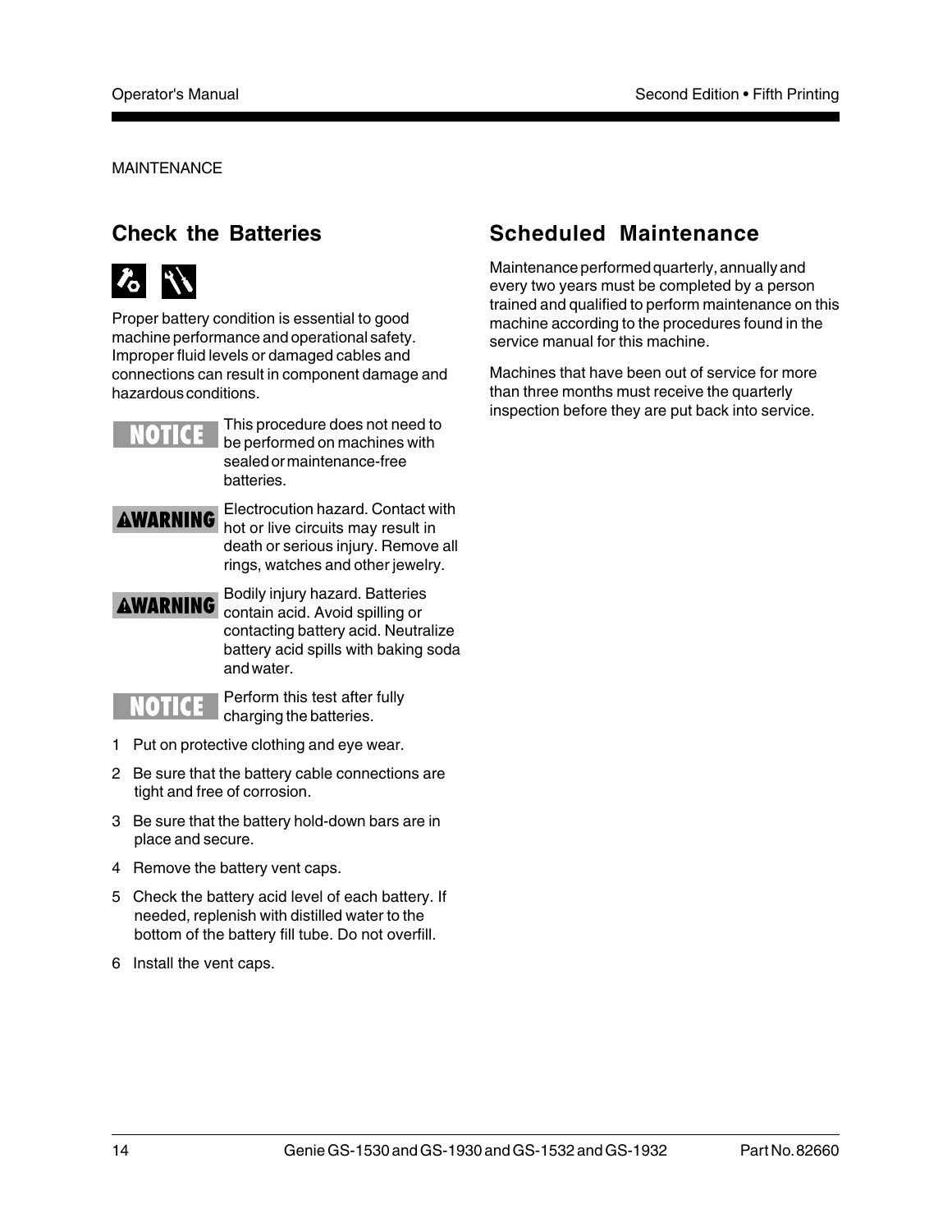MAINTENANCE

## Check the Batteries

Proper battery condition is essential to good machine performance and operational safety. Improper fluid levels or damaged cables and connections can result in component damage and hazardous conditions.

**NOTICE** This procedure does not need to be performed on machines with sealed or maintenance-free batteries.

**⚠WARNING** Electrocution hazard. Contact with hot or live circuits may result in death or serious injury. Remove all rings, watches and other jewelry.

**⚠WARNING** Bodily injury hazard. Batteries contain acid. Avoid spilling or contacting battery acid. Neutralize battery acid spills with baking soda and water.

**NOTICE** Perform this test after fully charging the batteries.

1 Put on protective clothing and eye wear.

2 Be sure that the battery cable connections are tight and free of corrosion.

3 Be sure that the battery hold-down bars are in place and secure.

4 Remove the battery vent caps.

5 Check the battery acid level of each battery. If needed, replenish with distilled water to the bottom of the battery fill tube. Do not overfill.

6 Install the vent caps.

## Scheduled Maintenance

Maintenance performed quarterly, annually and every two years must be completed by a person trained and qualified to perform maintenance on this machine according to the procedures found in the service manual for this machine.

Machines that have been out of service for more than three months must receive the quarterly inspection before they are put back into service.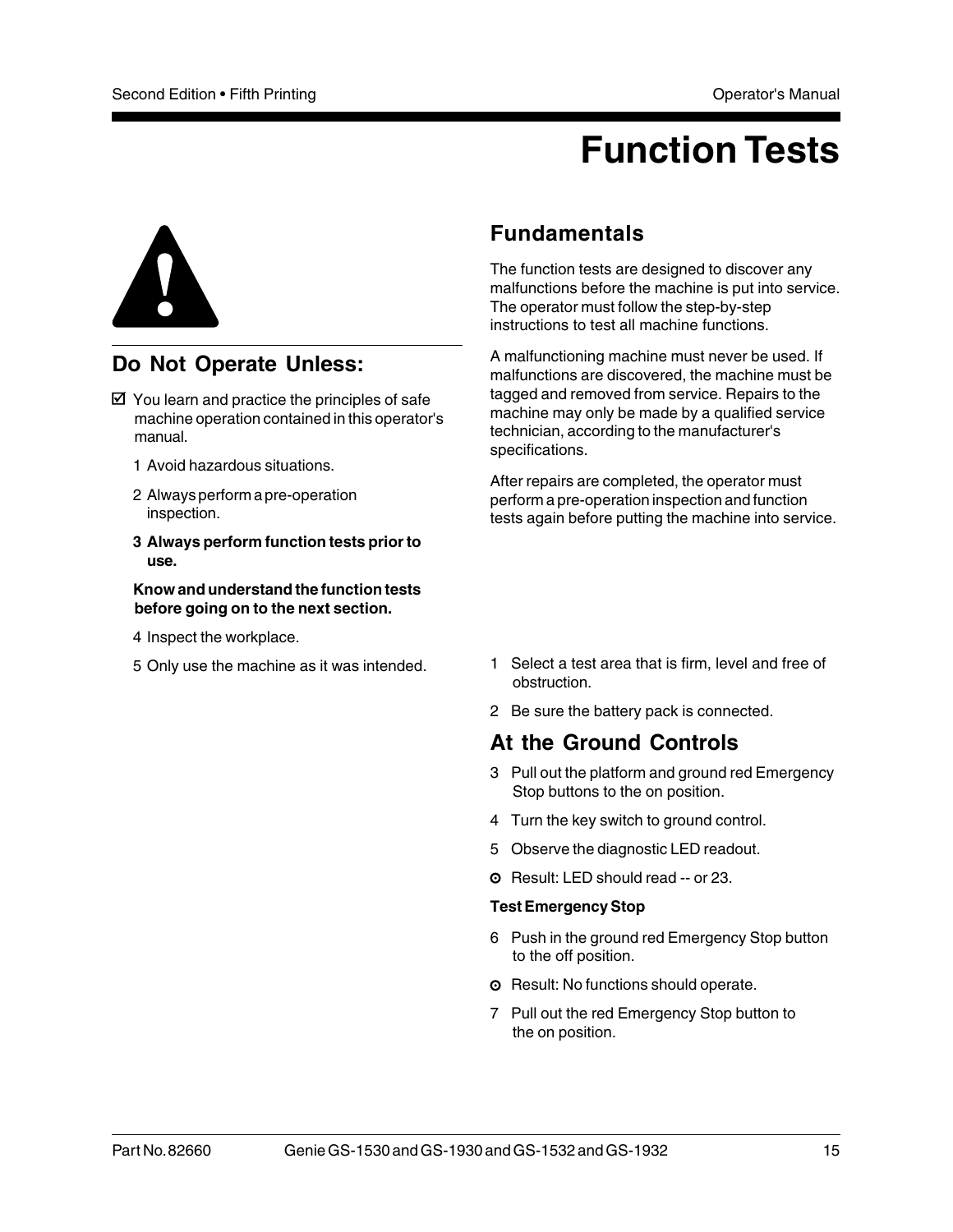# Function Tests

## Do Not Operate Unless:

☑ You learn and practice the principles of safe machine operation contained in this operator's manual.

1 Avoid hazardous situations.

2 Always perform a pre-operation inspection.

**3 Always perform function tests prior to use.**

**Know and understand the function tests before going on to the next section.**

4 Inspect the workplace.

5 Only use the machine as it was intended.

## Fundamentals

The function tests are designed to discover any malfunctions before the machine is put into service. The operator must follow the step-by-step instructions to test all machine functions.

A malfunctioning machine must never be used. If malfunctions are discovered, the machine must be tagged and removed from service. Repairs to the machine may only be made by a qualified service technician, according to the manufacturer's specifications.

After repairs are completed, the operator must perform a pre-operation inspection and function tests again before putting the machine into service.

1 Select a test area that is firm, level and free of obstruction.

2 Be sure the battery pack is connected.

## At the Ground Controls

3 Pull out the platform and ground red Emergency Stop buttons to the on position.

4 Turn the key switch to ground control.

5 Observe the diagnostic LED readout.

⊙ Result: LED should read -- or 23.

**Test Emergency Stop**

6 Push in the ground red Emergency Stop button to the off position.

⊙ Result: No functions should operate.

7 Pull out the red Emergency Stop button to the on position.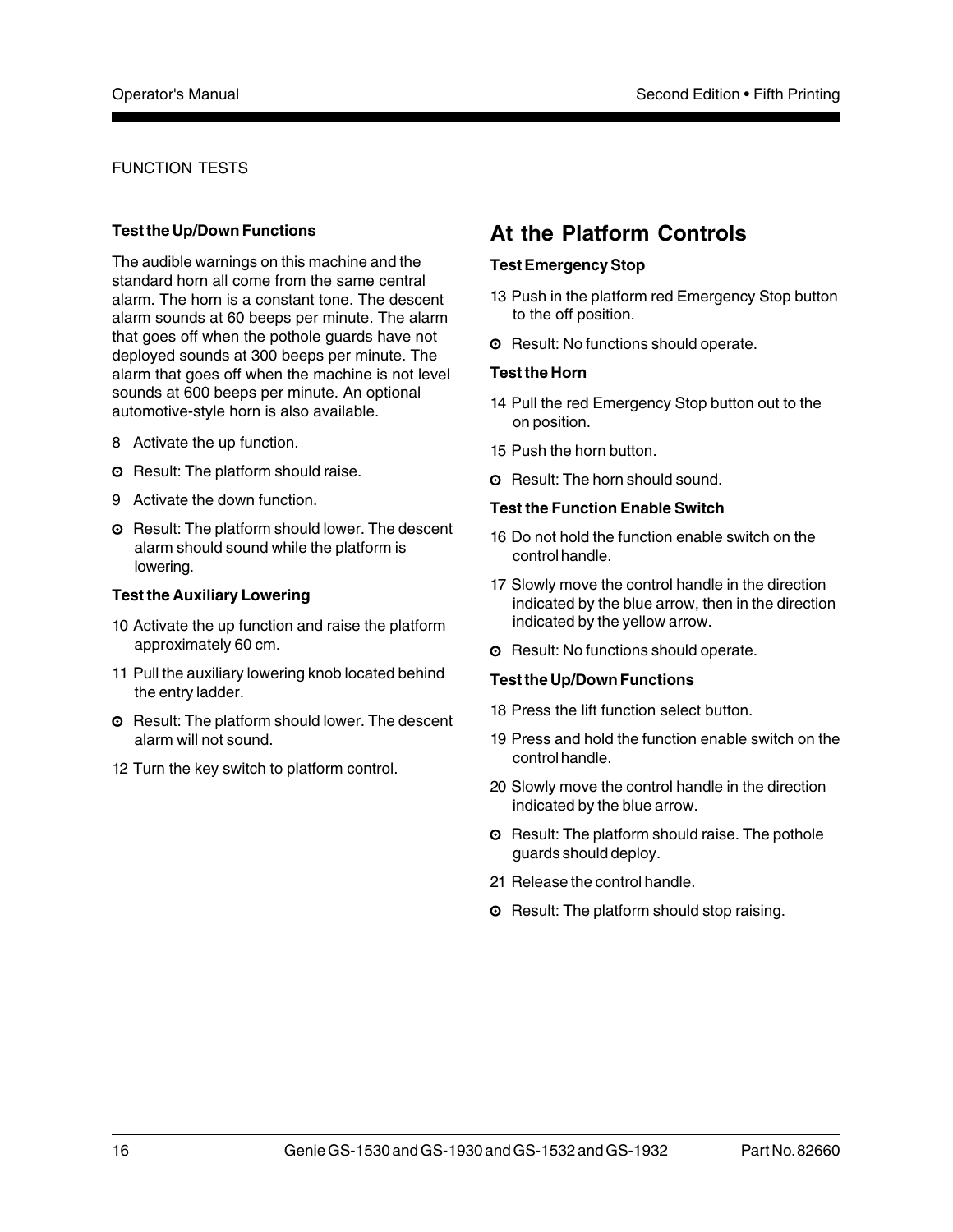FUNCTION TESTS

**Test the Up/Down Functions**

The audible warnings on this machine and the standard horn all come from the same central alarm. The horn is a constant tone. The descent alarm sounds at 60 beeps per minute. The alarm that goes off when the pothole guards have not deployed sounds at 300 beeps per minute. The alarm that goes off when the machine is not level sounds at 600 beeps per minute. An optional automotive-style horn is also available.

8 Activate the up function.

⊙ Result: The platform should raise.

9 Activate the down function.

⊙ Result: The platform should lower. The descent alarm should sound while the platform is lowering.

**Test the Auxiliary Lowering**

10 Activate the up function and raise the platform approximately 60 cm.

11 Pull the auxiliary lowering knob located behind the entry ladder.

⊙ Result: The platform should lower. The descent alarm will not sound.

12 Turn the key switch to platform control.

## At the Platform Controls

**Test Emergency Stop**

13 Push in the platform red Emergency Stop button to the off position.

⊙ Result: No functions should operate.

**Test the Horn**

14 Pull the red Emergency Stop button out to the on position.

15 Push the horn button.

⊙ Result: The horn should sound.

**Test the Function Enable Switch**

16 Do not hold the function enable switch on the control handle.

17 Slowly move the control handle in the direction indicated by the blue arrow, then in the direction indicated by the yellow arrow.

⊙ Result: No functions should operate.

**Test the Up/Down Functions**

18 Press the lift function select button.

19 Press and hold the function enable switch on the control handle.

20 Slowly move the control handle in the direction indicated by the blue arrow.

⊙ Result: The platform should raise. The pothole guards should deploy.

21 Release the control handle.

⊙ Result: The platform should stop raising.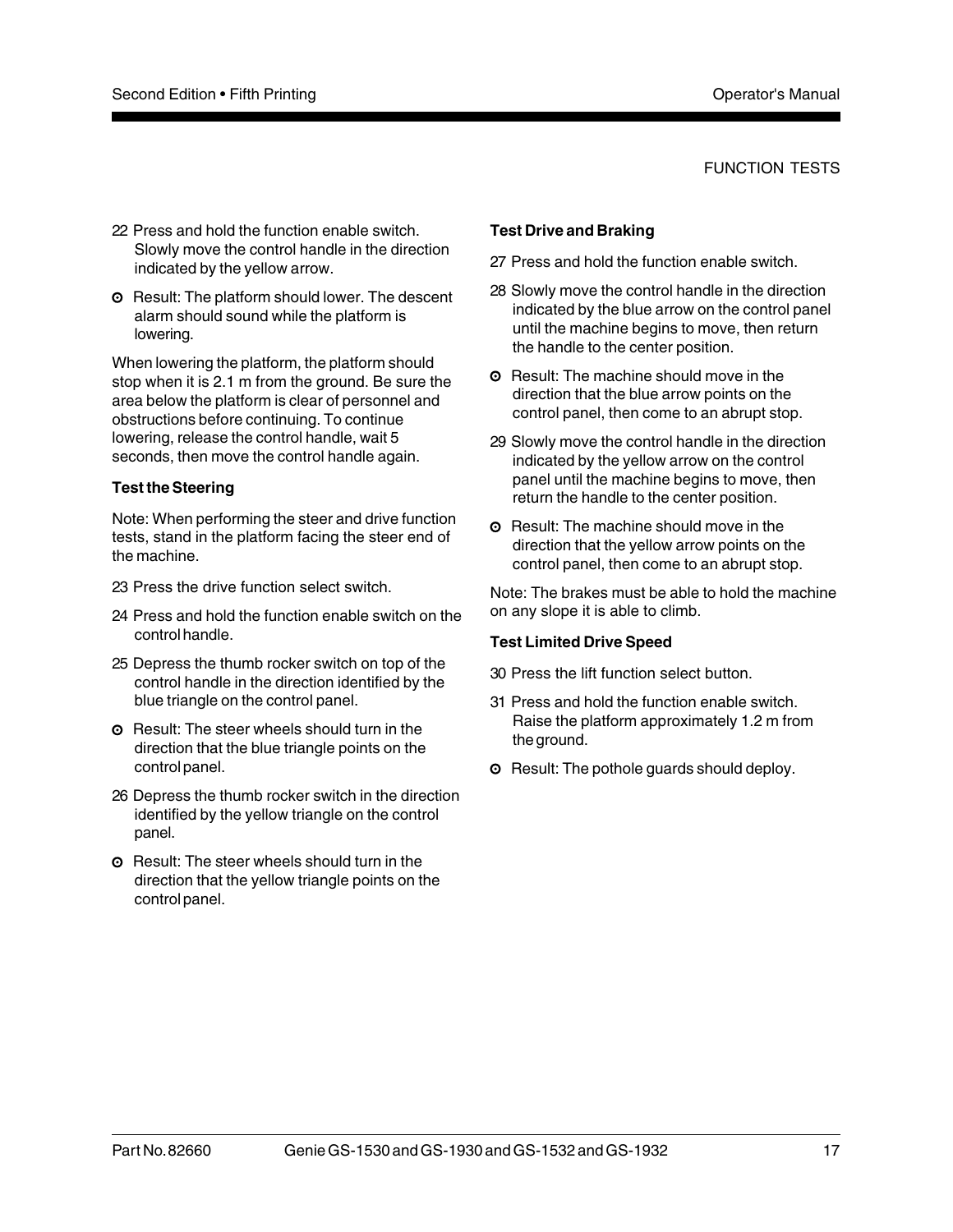22 Press and hold the function enable switch. Slowly move the control handle in the direction indicated by the yellow arrow.

⊙ Result: The platform should lower. The descent alarm should sound while the platform is lowering.

When lowering the platform, the platform should stop when it is 2.1 m from the ground. Be sure the area below the platform is clear of personnel and obstructions before continuing. To continue lowering, release the control handle, wait 5 seconds, then move the control handle again.

**Test the Steering**

Note: When performing the steer and drive function tests, stand in the platform facing the steer end of the machine.

23 Press the drive function select switch.

24 Press and hold the function enable switch on the control handle.

25 Depress the thumb rocker switch on top of the control handle in the direction identified by the blue triangle on the control panel.

⊙ Result: The steer wheels should turn in the direction that the blue triangle points on the control panel.

26 Depress the thumb rocker switch in the direction identified by the yellow triangle on the control panel.

⊙ Result: The steer wheels should turn in the direction that the yellow triangle points on the control panel.

**Test Drive and Braking**

27 Press and hold the function enable switch.

28 Slowly move the control handle in the direction indicated by the blue arrow on the control panel until the machine begins to move, then return the handle to the center position.

⊙ Result: The machine should move in the direction that the blue arrow points on the control panel, then come to an abrupt stop.

29 Slowly move the control handle in the direction indicated by the yellow arrow on the control panel until the machine begins to move, then return the handle to the center position.

⊙ Result: The machine should move in the direction that the yellow arrow points on the control panel, then come to an abrupt stop.

Note: The brakes must be able to hold the machine on any slope it is able to climb.

**Test Limited Drive Speed**

30 Press the lift function select button.

31 Press and hold the function enable switch. Raise the platform approximately 1.2 m from the ground.

⊙ Result: The pothole guards should deploy.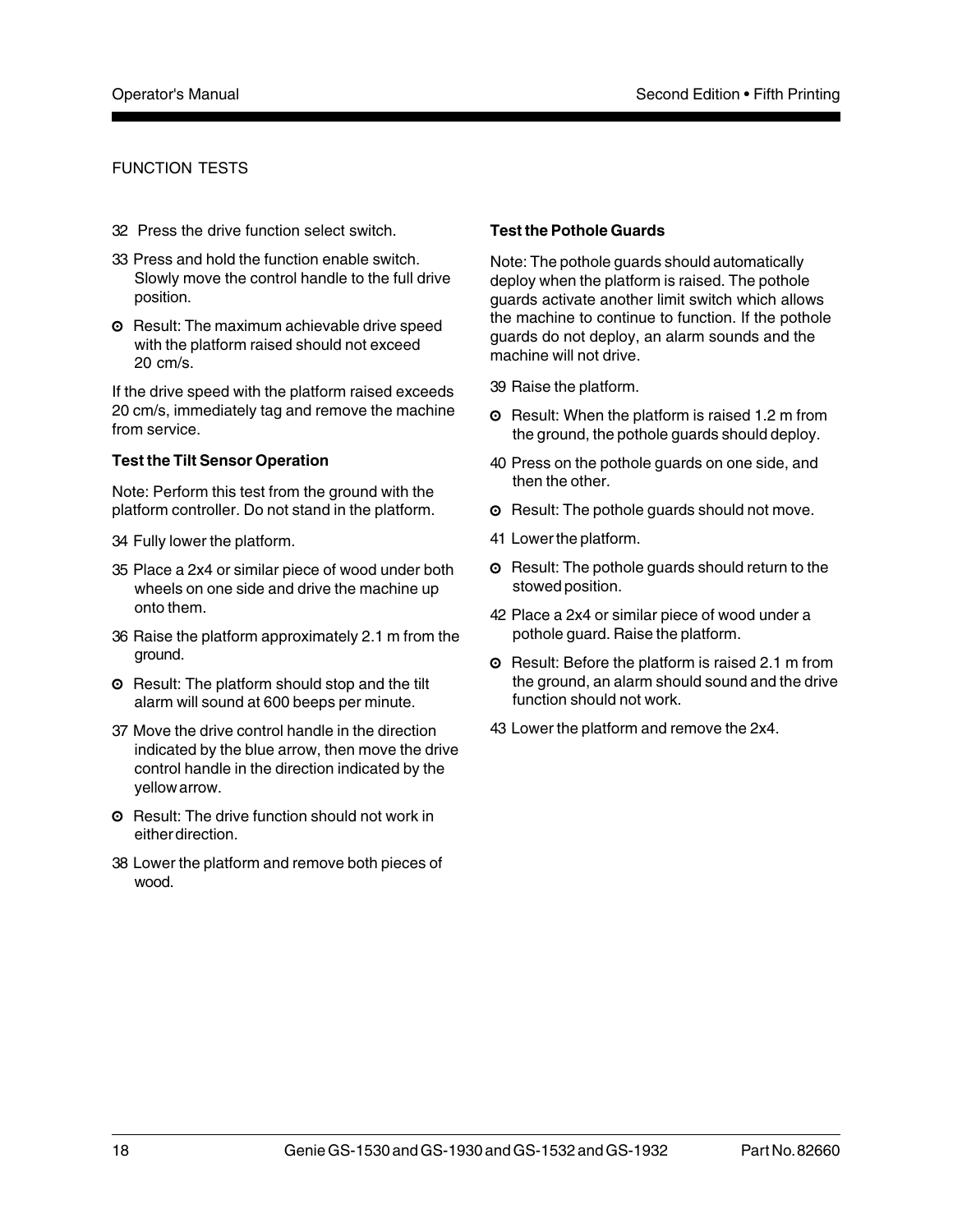FUNCTION TESTS

32 Press the drive function select switch.

33 Press and hold the function enable switch. Slowly move the control handle to the full drive position.

⊙ Result: The maximum achievable drive speed with the platform raised should not exceed 20 cm/s.

If the drive speed with the platform raised exceeds 20 cm/s, immediately tag and remove the machine from service.

**Test the Tilt Sensor Operation**

Note: Perform this test from the ground with the platform controller. Do not stand in the platform.

34 Fully lower the platform.

35 Place a 2x4 or similar piece of wood under both wheels on one side and drive the machine up onto them.

36 Raise the platform approximately 2.1 m from the ground.

⊙ Result: The platform should stop and the tilt alarm will sound at 600 beeps per minute.

37 Move the drive control handle in the direction indicated by the blue arrow, then move the drive control handle in the direction indicated by the yellow arrow.

⊙ Result: The drive function should not work in either direction.

38 Lower the platform and remove both pieces of wood.

**Test the Pothole Guards**

Note: The pothole guards should automatically deploy when the platform is raised. The pothole guards activate another limit switch which allows the machine to continue to function. If the pothole guards do not deploy, an alarm sounds and the machine will not drive.

39 Raise the platform.

⊙ Result: When the platform is raised 1.2 m from the ground, the pothole guards should deploy.

40 Press on the pothole guards on one side, and then the other.

⊙ Result: The pothole guards should not move.

41 Lower the platform.

⊙ Result: The pothole guards should return to the stowed position.

42 Place a 2x4 or similar piece of wood under a pothole guard. Raise the platform.

⊙ Result: Before the platform is raised 2.1 m from the ground, an alarm should sound and the drive function should not work.

43 Lower the platform and remove the 2x4.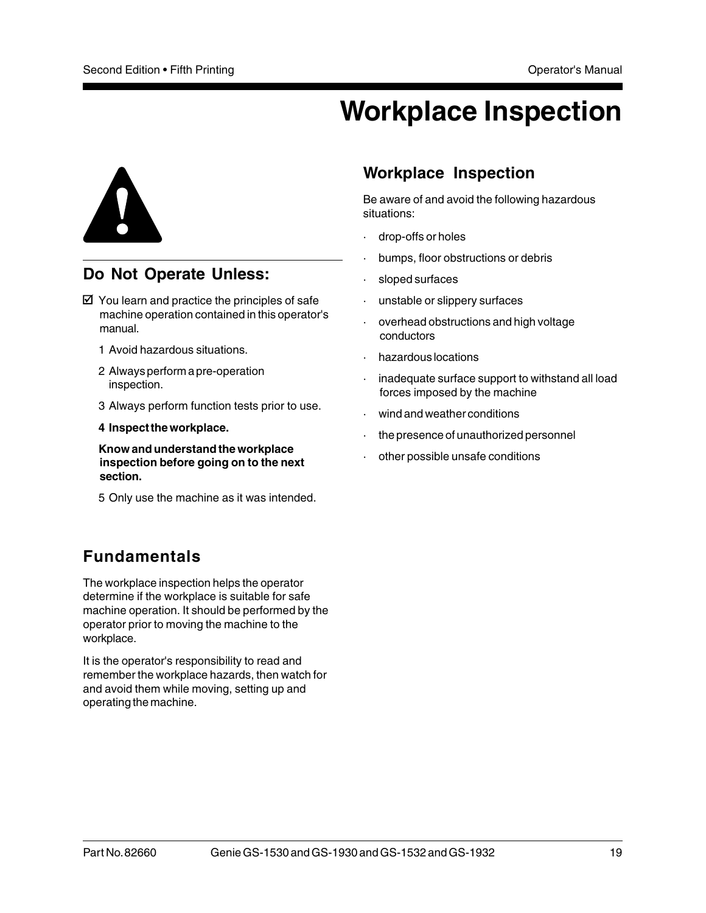# Workplace Inspection

## Do Not Operate Unless:

☑ You learn and practice the principles of safe machine operation contained in this operator's manual.

1. Avoid hazardous situations.
2. Always perform a pre-operation inspection.
3. Always perform function tests prior to use.
4. **Inspect the workplace.**

   **Know and understand the workplace inspection before going on to the next section.**

5. Only use the machine as it was intended.

## Fundamentals

The workplace inspection helps the operator determine if the workplace is suitable for safe machine operation. It should be performed by the operator prior to moving the machine to the workplace.

It is the operator's responsibility to read and remember the workplace hazards, then watch for and avoid them while moving, setting up and operating the machine.

## Workplace Inspection

Be aware of and avoid the following hazardous situations:

- drop-offs or holes
- bumps, floor obstructions or debris
- sloped surfaces
- unstable or slippery surfaces
- overhead obstructions and high voltage conductors
- hazardous locations
- inadequate surface support to withstand all load forces imposed by the machine
- wind and weather conditions
- the presence of unauthorized personnel
- other possible unsafe conditions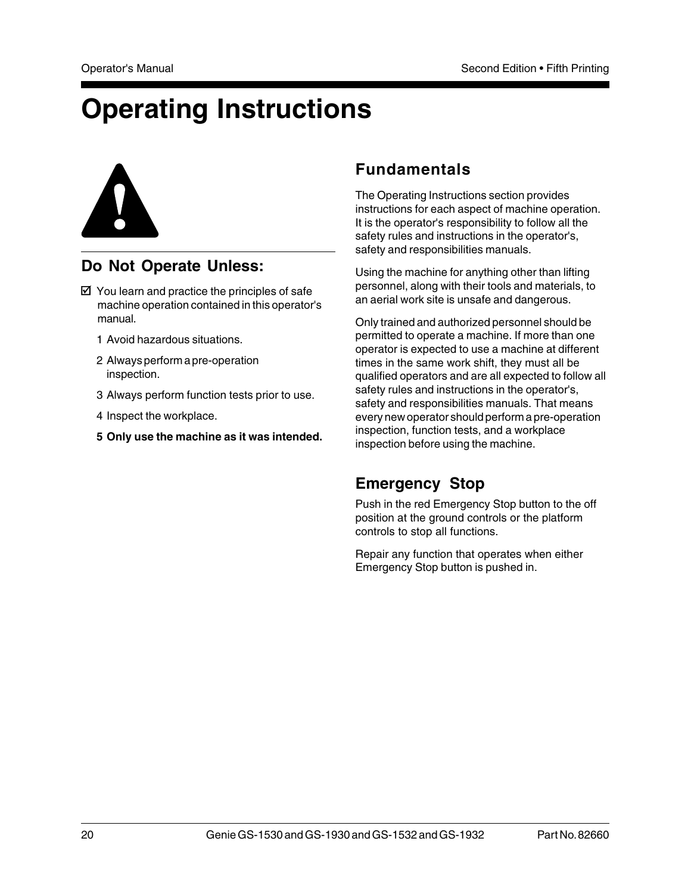# Operating Instructions

## Do Not Operate Unless:

☑ You learn and practice the principles of safe machine operation contained in this operator's manual.

1. Avoid hazardous situations.
2. Always perform a pre-operation inspection.
3. Always perform function tests prior to use.
4. Inspect the workplace.
5. **Only use the machine as it was intended.**

## Fundamentals

The Operating Instructions section provides instructions for each aspect of machine operation. It is the operator's responsibility to follow all the safety rules and instructions in the operator's, safety and responsibilities manuals.

Using the machine for anything other than lifting personnel, along with their tools and materials, to an aerial work site is unsafe and dangerous.

Only trained and authorized personnel should be permitted to operate a machine. If more than one operator is expected to use a machine at different times in the same work shift, they must all be qualified operators and are all expected to follow all safety rules and instructions in the operator's, safety and responsibilities manuals. That means every new operator should perform a pre-operation inspection, function tests, and a workplace inspection before using the machine.

## Emergency Stop

Push in the red Emergency Stop button to the off position at the ground controls or the platform controls to stop all functions.

Repair any function that operates when either Emergency Stop button is pushed in.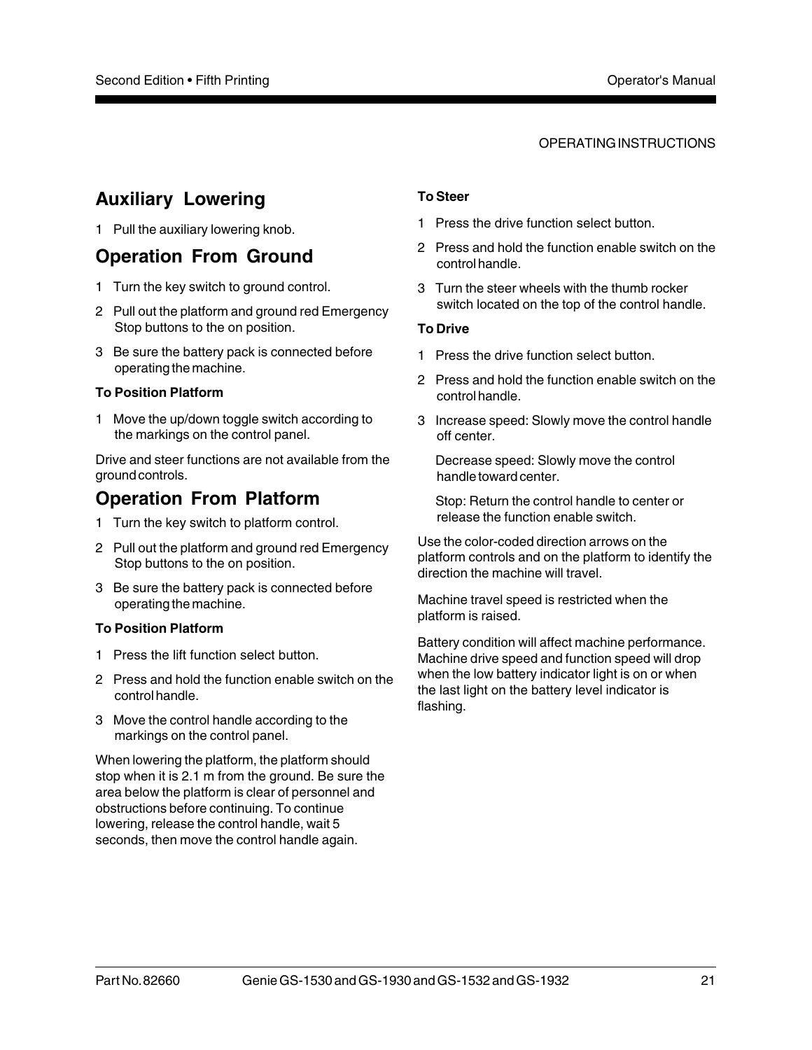OPERATING INSTRUCTIONS

## Auxiliary Lowering

1 Pull the auxiliary lowering knob.

## Operation From Ground

1 Turn the key switch to ground control.

2 Pull out the platform and ground red Emergency Stop buttons to the on position.

3 Be sure the battery pack is connected before operating the machine.

**To Position Platform**

1 Move the up/down toggle switch according to the markings on the control panel.

Drive and steer functions are not available from the ground controls.

## Operation From Platform

1 Turn the key switch to platform control.

2 Pull out the platform and ground red Emergency Stop buttons to the on position.

3 Be sure the battery pack is connected before operating the machine.

**To Position Platform**

1 Press the lift function select button.

2 Press and hold the function enable switch on the control handle.

3 Move the control handle according to the markings on the control panel.

When lowering the platform, the platform should stop when it is 2.1 m from the ground. Be sure the area below the platform is clear of personnel and obstructions before continuing. To continue lowering, release the control handle, wait 5 seconds, then move the control handle again.

**To Steer**

1 Press the drive function select button.

2 Press and hold the function enable switch on the control handle.

3 Turn the steer wheels with the thumb rocker switch located on the top of the control handle.

**To Drive**

1 Press the drive function select button.

2 Press and hold the function enable switch on the control handle.

3 Increase speed: Slowly move the control handle off center.

Decrease speed: Slowly move the control handle toward center.

Stop: Return the control handle to center or release the function enable switch.

Use the color-coded direction arrows on the platform controls and on the platform to identify the direction the machine will travel.

Machine travel speed is restricted when the platform is raised.

Battery condition will affect machine performance. Machine drive speed and function speed will drop when the low battery indicator light is on or when the last light on the battery level indicator is flashing.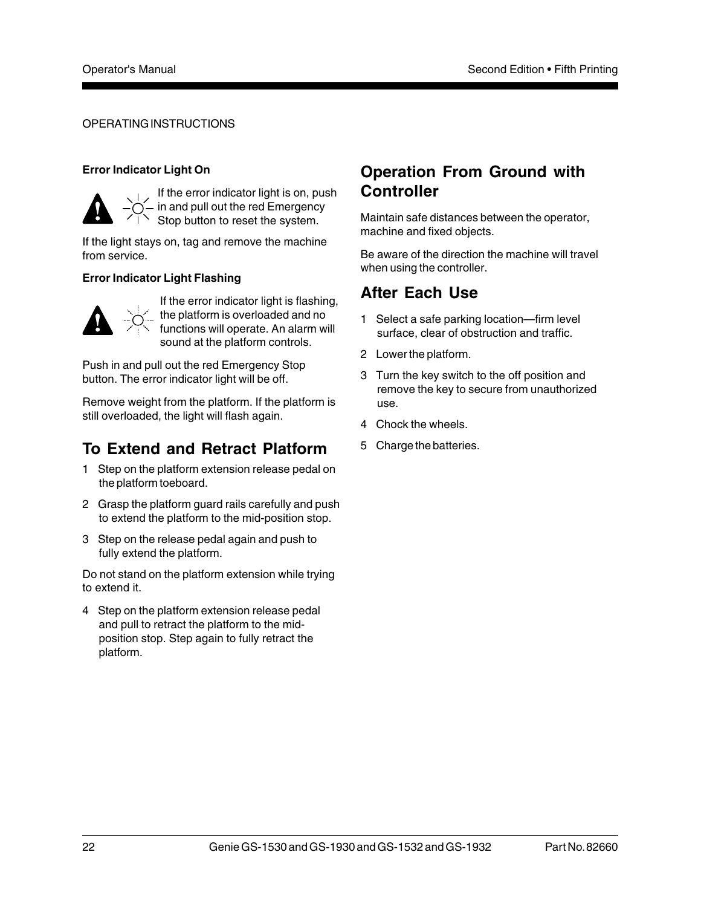OPERATING INSTRUCTIONS

**Error Indicator Light On**

If the error indicator light is on, push in and pull out the red Emergency Stop button to reset the system.

If the light stays on, tag and remove the machine from service.

**Error Indicator Light Flashing**

If the error indicator light is flashing, the platform is overloaded and no functions will operate. An alarm will sound at the platform controls.

Push in and pull out the red Emergency Stop button. The error indicator light will be off.

Remove weight from the platform. If the platform is still overloaded, the light will flash again.

## To Extend and Retract Platform

1 Step on the platform extension release pedal on the platform toeboard.

2 Grasp the platform guard rails carefully and push to extend the platform to the mid-position stop.

3 Step on the release pedal again and push to fully extend the platform.

Do not stand on the platform extension while trying to extend it.

4 Step on the platform extension release pedal and pull to retract the platform to the mid-position stop. Step again to fully retract the platform.

## Operation From Ground with Controller

Maintain safe distances between the operator, machine and fixed objects.

Be aware of the direction the machine will travel when using the controller.

## After Each Use

1 Select a safe parking location—firm level surface, clear of obstruction and traffic.

2 Lower the platform.

3 Turn the key switch to the off position and remove the key to secure from unauthorized use.

4 Chock the wheels.

5 Charge the batteries.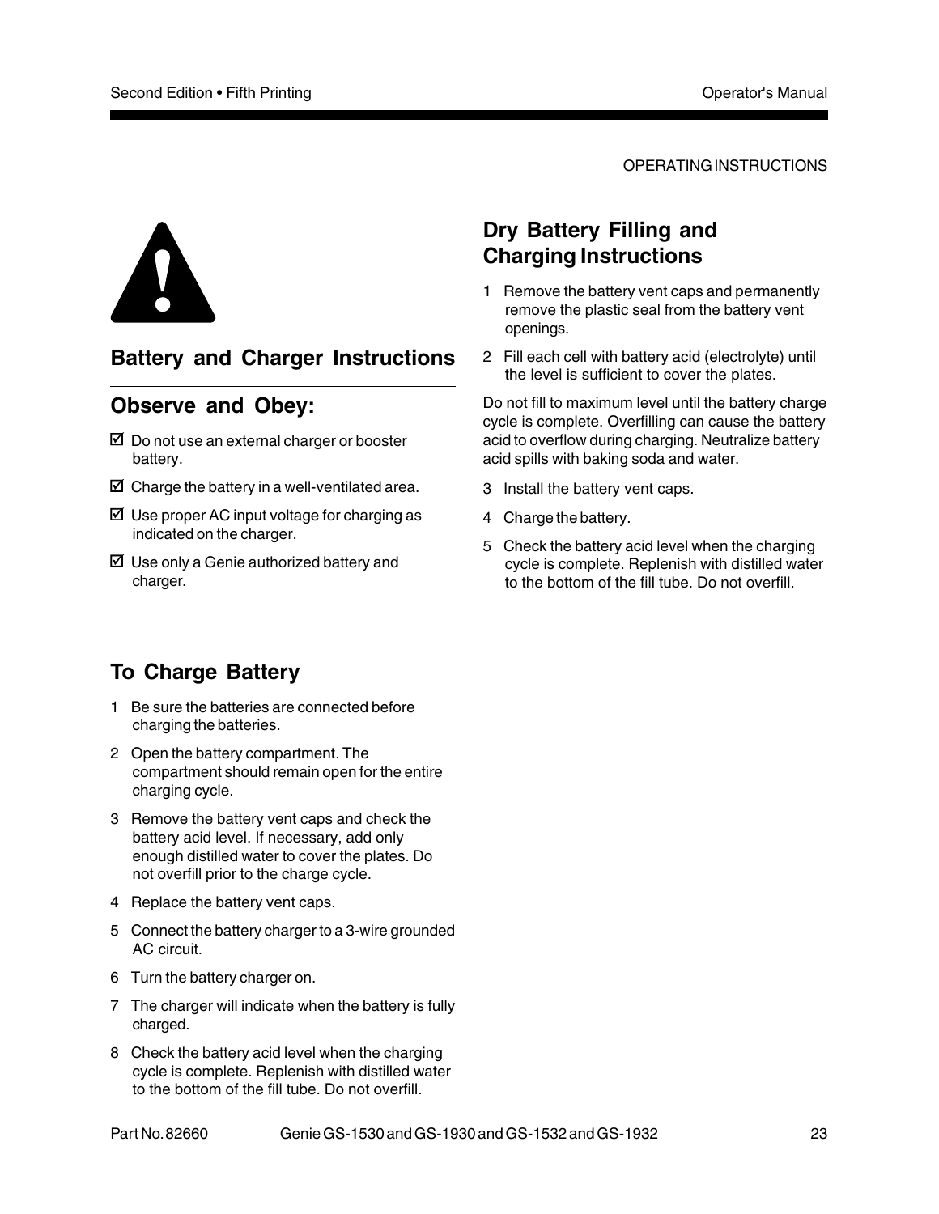## Battery and Charger Instructions

### Observe and Obey:

- ☑ Do not use an external charger or booster battery.
- ☑ Charge the battery in a well-ventilated area.
- ☑ Use proper AC input voltage for charging as indicated on the charger.
- ☑ Use only a Genie authorized battery and charger.

## To Charge Battery

1. Be sure the batteries are connected before charging the batteries.
2. Open the battery compartment. The compartment should remain open for the entire charging cycle.
3. Remove the battery vent caps and check the battery acid level. If necessary, add only enough distilled water to cover the plates. Do not overfill prior to the charge cycle.
4. Replace the battery vent caps.
5. Connect the battery charger to a 3-wire grounded AC circuit.
6. Turn the battery charger on.
7. The charger will indicate when the battery is fully charged.
8. Check the battery acid level when the charging cycle is complete. Replenish with distilled water to the bottom of the fill tube. Do not overfill.

## Dry Battery Filling and Charging Instructions

1. Remove the battery vent caps and permanently remove the plastic seal from the battery vent openings.
2. Fill each cell with battery acid (electrolyte) until the level is sufficient to cover the plates.

Do not fill to maximum level until the battery charge cycle is complete. Overfilling can cause the battery acid to overflow during charging. Neutralize battery acid spills with baking soda and water.

3. Install the battery vent caps.
4. Charge the battery.
5. Check the battery acid level when the charging cycle is complete. Replenish with distilled water to the bottom of the fill tube. Do not overfill.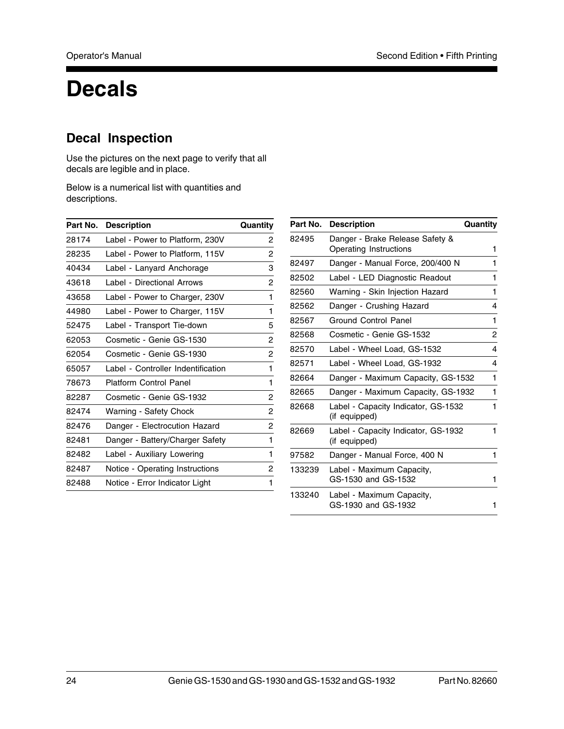# Decals

## Decal Inspection

Use the pictures on the next page to verify that all decals are legible and in place.

Below is a numerical list with quantities and descriptions.

| Part No. | Description | Quantity |
|---|---|---|
| 28174 | Label - Power to Platform, 230V | 2 |
| 28235 | Label - Power to Platform, 115V | 2 |
| 40434 | Label - Lanyard Anchorage | 3 |
| 43618 | Label - Directional Arrows | 2 |
| 43658 | Label - Power to Charger, 230V | 1 |
| 44980 | Label - Power to Charger, 115V | 1 |
| 52475 | Label - Transport Tie-down | 5 |
| 62053 | Cosmetic - Genie GS-1530 | 2 |
| 62054 | Cosmetic - Genie GS-1930 | 2 |
| 65057 | Label - Controller Indentification | 1 |
| 78673 | Platform Control Panel | 1 |
| 82287 | Cosmetic - Genie GS-1932 | 2 |
| 82474 | Warning - Safety Chock | 2 |
| 82476 | Danger - Electrocution Hazard | 2 |
| 82481 | Danger - Battery/Charger Safety | 1 |
| 82482 | Label - Auxiliary Lowering | 1 |
| 82487 | Notice - Operating Instructions | 2 |
| 82488 | Notice - Error Indicator Light | 1 |
| 82495 | Danger - Brake Release Safety & Operating Instructions | 1 |
| 82497 | Danger - Manual Force, 200/400 N | 1 |
| 82502 | Label - LED Diagnostic Readout | 1 |
| 82560 | Warning - Skin Injection Hazard | 1 |
| 82562 | Danger - Crushing Hazard | 4 |
| 82567 | Ground Control Panel | 1 |
| 82568 | Cosmetic - Genie GS-1532 | 2 |
| 82570 | Label - Wheel Load, GS-1532 | 4 |
| 82571 | Label - Wheel Load, GS-1932 | 4 |
| 82664 | Danger - Maximum Capacity, GS-1532 | 1 |
| 82665 | Danger - Maximum Capacity, GS-1932 | 1 |
| 82668 | Label - Capacity Indicator, GS-1532 (if equipped) | 1 |
| 82669 | Label - Capacity Indicator, GS-1932 (if equipped) | 1 |
| 97582 | Danger - Manual Force, 400 N | 1 |
| 133239 | Label - Maximum Capacity, GS-1530 and GS-1532 | 1 |
| 133240 | Label - Maximum Capacity, GS-1930 and GS-1932 | 1 |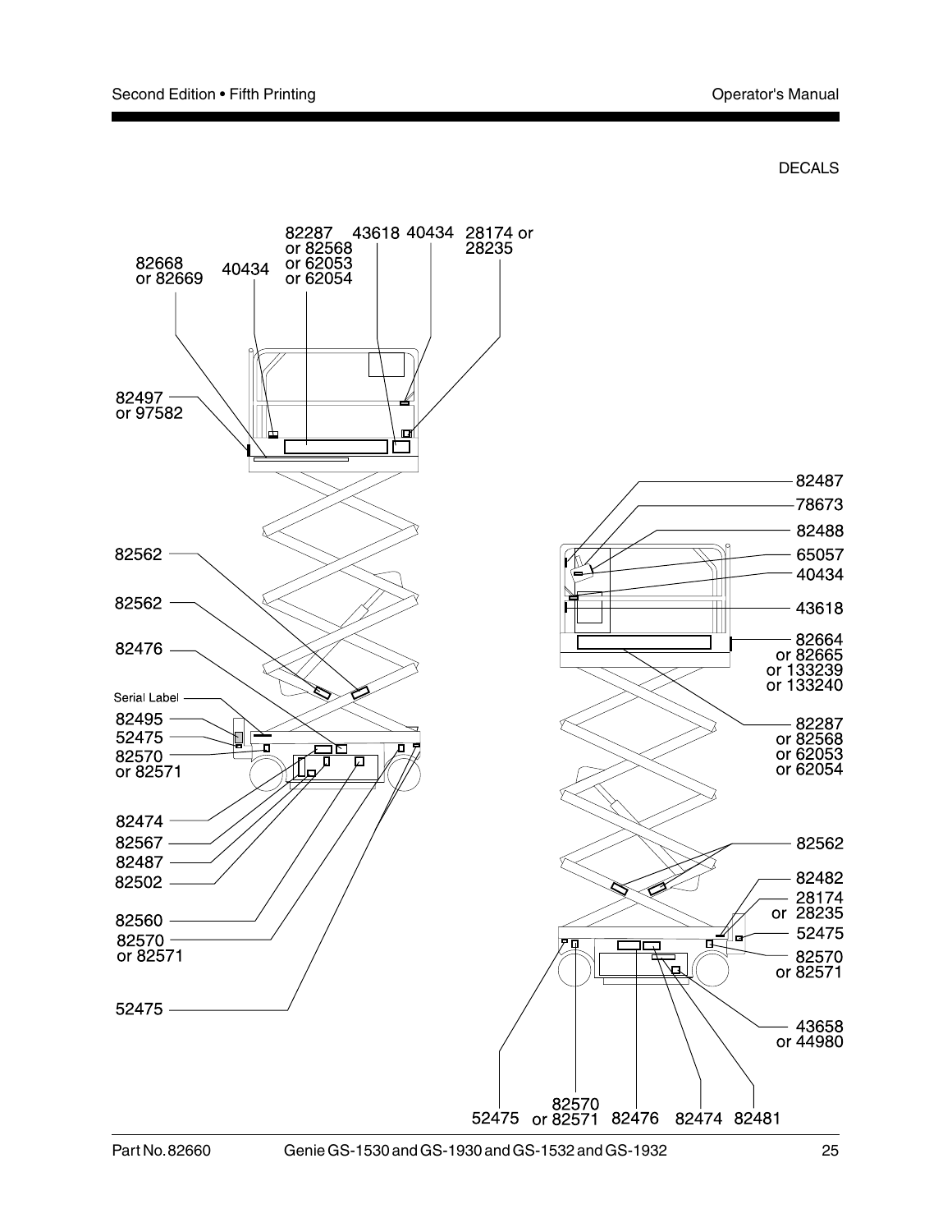DECALS

82668 or 82669

40434

82287 or 82568 or 62053 or 62054

43618

40434

28174 or 28235

82497 or 97582

82562

82562

82476

Serial Label

82495

52475

82570 or 82571

82474

82567

82487

82502

82560

82570 or 82571

52475

82487

78673

82488

65057

40434

43618

82664 or 82665 or 133239 or 133240

82287 or 82568 or 62053 or 62054

82562

82482

28174 or 28235

52475

82570 or 82571

43658 or 44980

52475

82570 or 82571

82476

82474

82481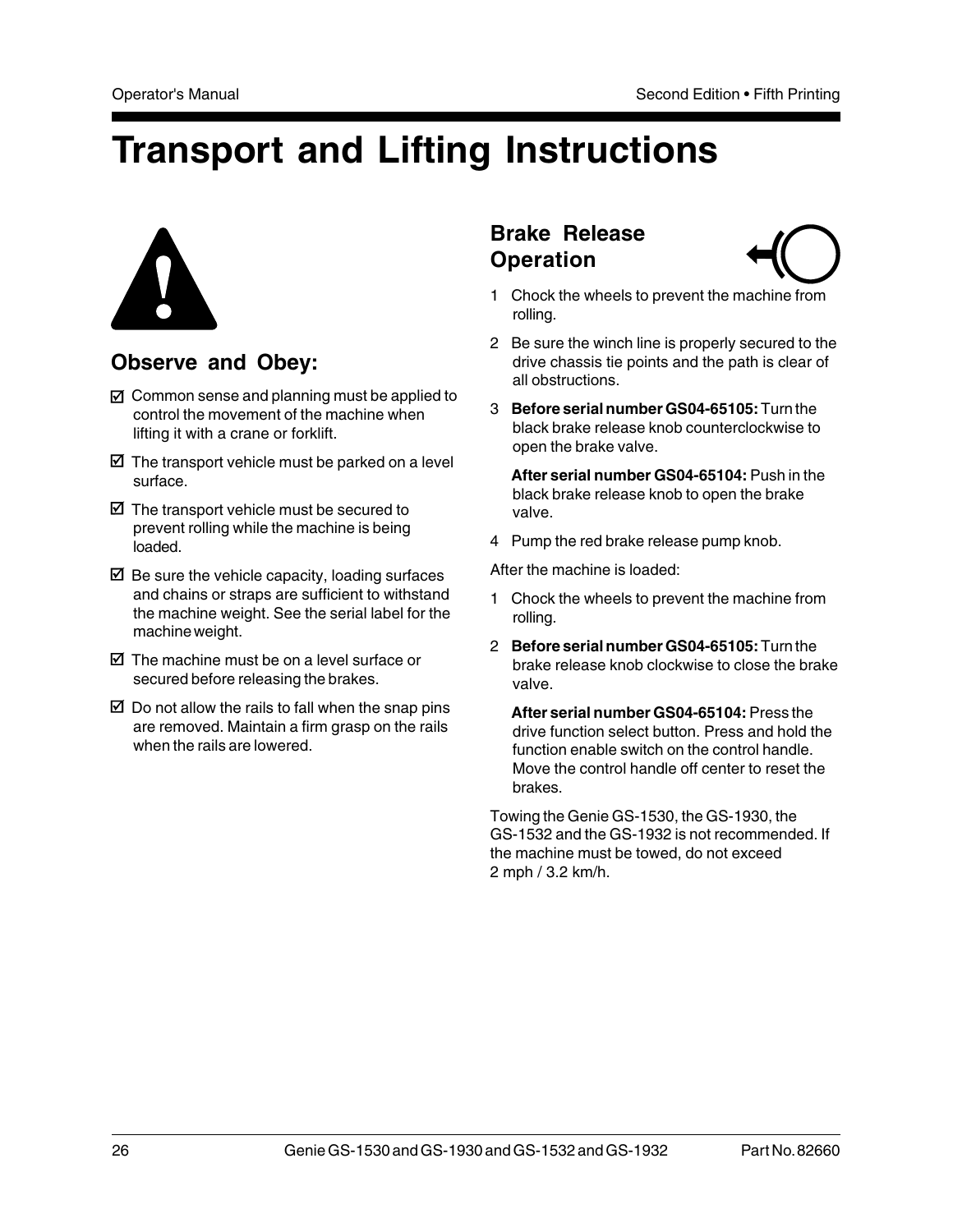# Transport and Lifting Instructions

## Observe and Obey:

- ☑ Common sense and planning must be applied to control the movement of the machine when lifting it with a crane or forklift.
- ☑ The transport vehicle must be parked on a level surface.
- ☑ The transport vehicle must be secured to prevent rolling while the machine is being loaded.
- ☑ Be sure the vehicle capacity, loading surfaces and chains or straps are sufficient to withstand the machine weight. See the serial label for the machine weight.
- ☑ The machine must be on a level surface or secured before releasing the brakes.
- ☑ Do not allow the rails to fall when the snap pins are removed. Maintain a firm grasp on the rails when the rails are lowered.

## Brake Release Operation

1. Chock the wheels to prevent the machine from rolling.
2. Be sure the winch line is properly secured to the drive chassis tie points and the path is clear of all obstructions.
3. **Before serial number GS04-65105:** Turn the black brake release knob counterclockwise to open the brake valve.

   **After serial number GS04-65104:** Push in the black brake release knob to open the brake valve.
4. Pump the red brake release pump knob.

After the machine is loaded:

1. Chock the wheels to prevent the machine from rolling.
2. **Before serial number GS04-65105:** Turn the brake release knob clockwise to close the brake valve.

   **After serial number GS04-65104:** Press the drive function select button. Press and hold the function enable switch on the control handle. Move the control handle off center to reset the brakes.

Towing the Genie GS-1530, the GS-1930, the GS-1532 and the GS-1932 is not recommended. If the machine must be towed, do not exceed 2 mph / 3.2 km/h.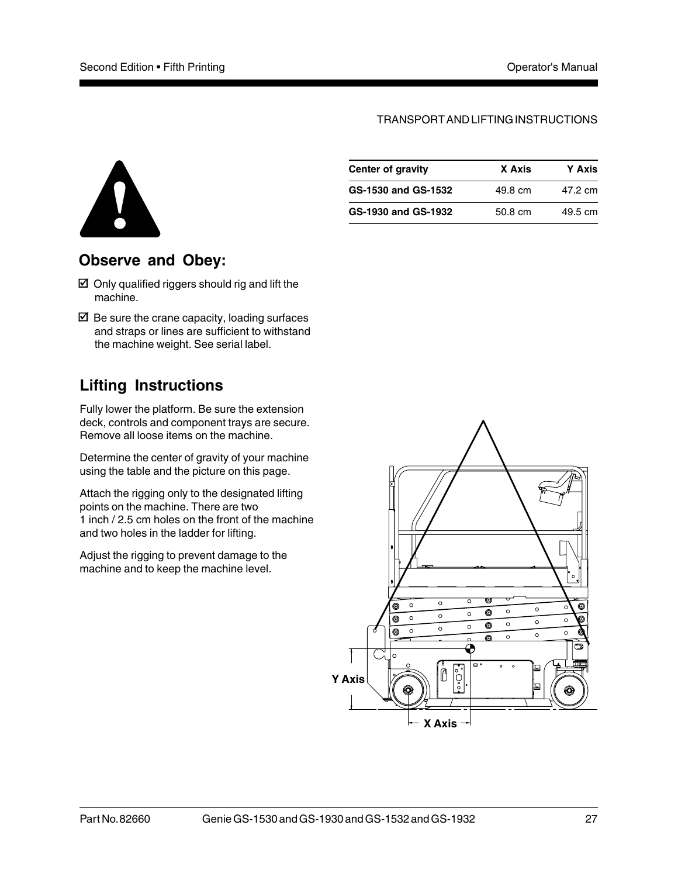TRANSPORT AND LIFTING INSTRUCTIONS

| Center of gravity | X Axis | Y Axis |
| --- | --- | --- |
| GS-1530 and GS-1532 | 49.8 cm | 47.2 cm |
| GS-1930 and GS-1932 | 50.8 cm | 49.5 cm |

## Observe and Obey:

- ☑ Only qualified riggers should rig and lift the machine.
- ☑ Be sure the crane capacity, loading surfaces and straps or lines are sufficient to withstand the machine weight. See serial label.

## Lifting Instructions

Fully lower the platform. Be sure the extension deck, controls and component trays are secure. Remove all loose items on the machine.

Determine the center of gravity of your machine using the table and the picture on this page.

Attach the rigging only to the designated lifting points on the machine. There are two 1 inch / 2.5 cm holes on the front of the machine and two holes in the ladder for lifting.

Adjust the rigging to prevent damage to the machine and to keep the machine level.

Y Axis

X Axis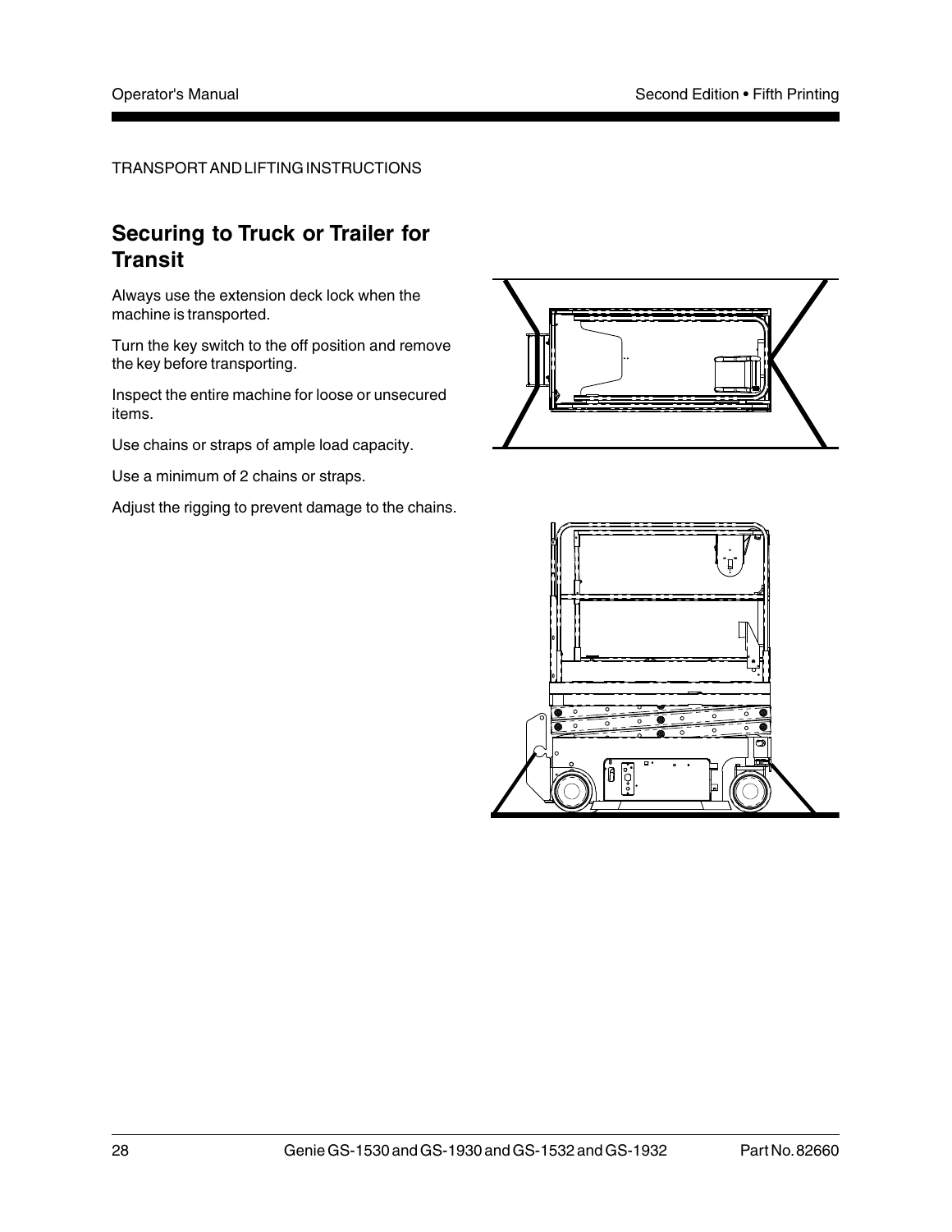TRANSPORT AND LIFTING INSTRUCTIONS

## Securing to Truck or Trailer for Transit

Always use the extension deck lock when the machine is transported.

Turn the key switch to the off position and remove the key before transporting.

Inspect the entire machine for loose or unsecured items.

Use chains or straps of ample load capacity.

Use a minimum of 2 chains or straps.

Adjust the rigging to prevent damage to the chains.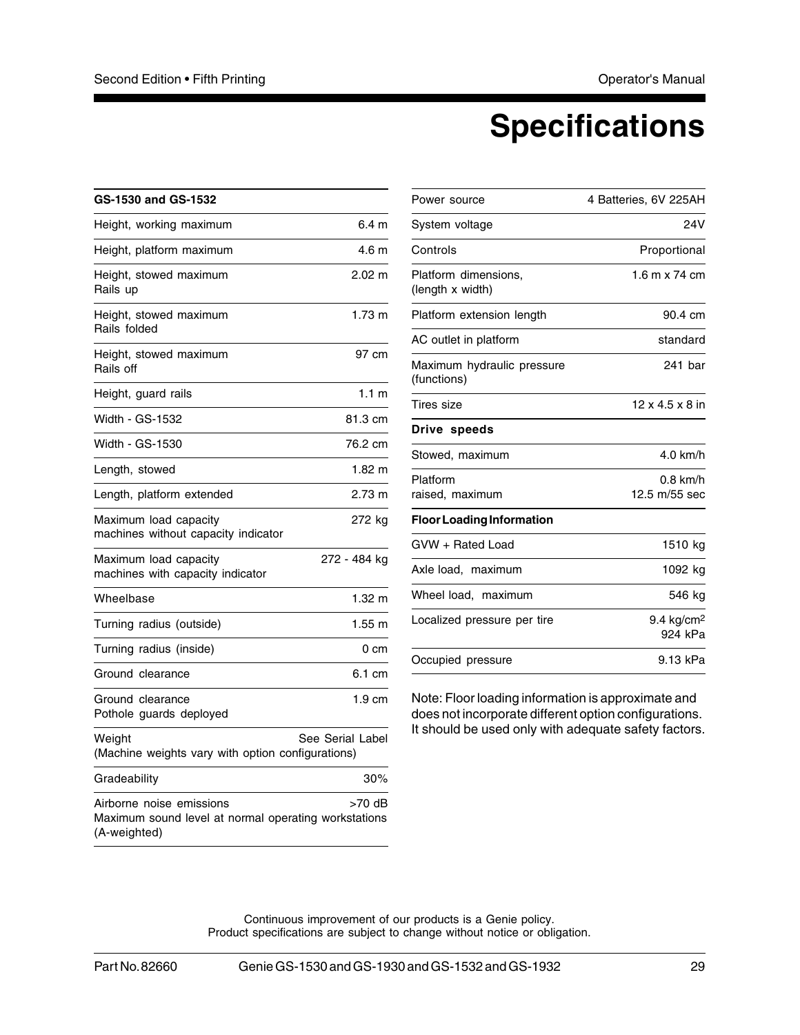# Specifications

| GS-1530 and GS-1532 | |
|---|---|
| Height, working maximum | 6.4 m |
| Height, platform maximum | 4.6 m |
| Height, stowed maximum Rails up | 2.02 m |
| Height, stowed maximum Rails folded | 1.73 m |
| Height, stowed maximum Rails off | 97 cm |
| Height, guard rails | 1.1 m |
| Width - GS-1532 | 81.3 cm |
| Width - GS-1530 | 76.2 cm |
| Length, stowed | 1.82 m |
| Length, platform extended | 2.73 m |
| Maximum load capacity machines without capacity indicator | 272 kg |
| Maximum load capacity machines with capacity indicator | 272 - 484 kg |
| Wheelbase | 1.32 m |
| Turning radius (outside) | 1.55 m |
| Turning radius (inside) | 0 cm |
| Ground clearance | 6.1 cm |
| Ground clearance Pothole guards deployed | 1.9 cm |
| Weight (Machine weights vary with option configurations) | See Serial Label |
| Gradeability | 30% |
| Airborne noise emissions Maximum sound level at normal operating workstations (A-weighted) | >70 dB |

| | |
|---|---|
| Power source | 4 Batteries, 6V 225AH |
| System voltage | 24V |
| Controls | Proportional |
| Platform dimensions, (length x width) | 1.6 m x 74 cm |
| Platform extension length | 90.4 cm |
| AC outlet in platform | standard |
| Maximum hydraulic pressure (functions) | 241 bar |
| Tires size | 12 x 4.5 x 8 in |
| **Drive speeds** | |
| Stowed, maximum | 4.0 km/h |
| Platform raised, maximum | 0.8 km/h 12.5 m/55 sec |

| Floor Loading Information | |
|---|---|
| GVW + Rated Load | 1510 kg |
| Axle load, maximum | 1092 kg |
| Wheel load, maximum | 546 kg |
| Localized pressure per tire | 9.4 kg/cm$^2$ 924 kPa |
| Occupied pressure | 9.13 kPa |

Note: Floor loading information is approximate and does not incorporate different option configurations. It should be used only with adequate safety factors.

Continuous improvement of our products is a Genie policy.
Product specifications are subject to change without notice or obligation.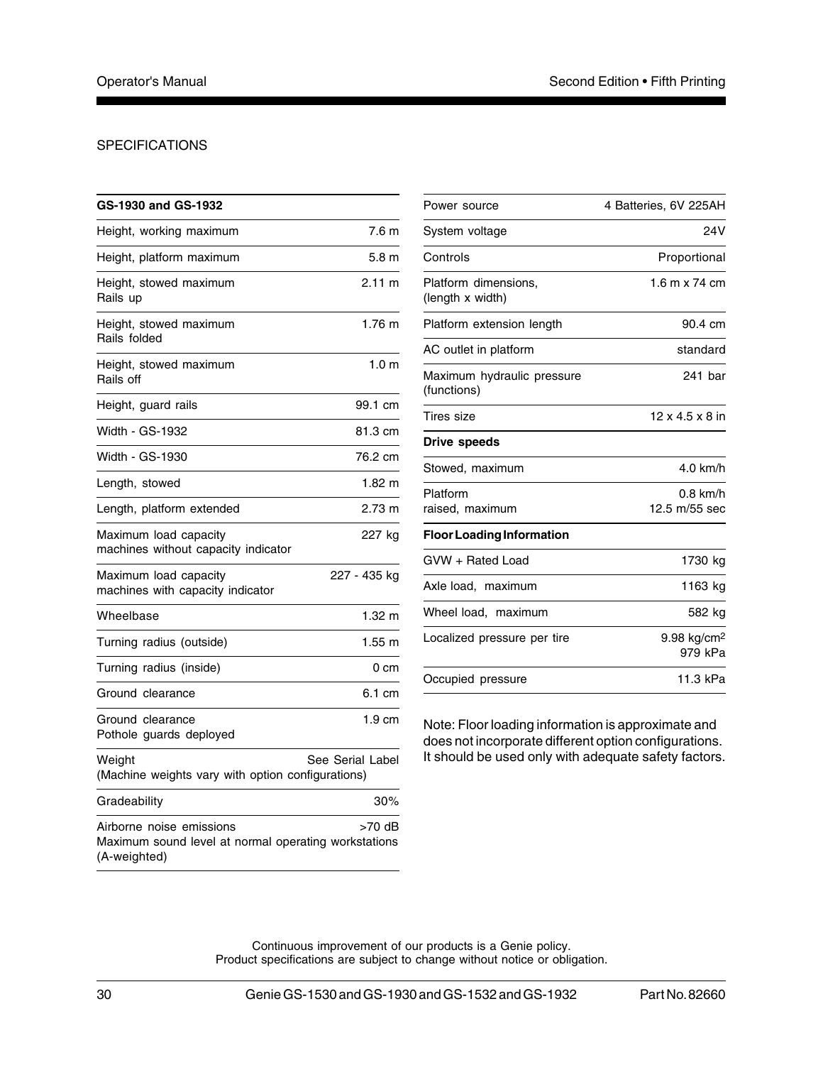SPECIFICATIONS

| GS-1930 and GS-1932 | |
|---|---|
| Height, working maximum | 7.6 m |
| Height, platform maximum | 5.8 m |
| Height, stowed maximum Rails up | 2.11 m |
| Height, stowed maximum Rails folded | 1.76 m |
| Height, stowed maximum Rails off | 1.0 m |
| Height, guard rails | 99.1 cm |
| Width - GS-1932 | 81.3 cm |
| Width - GS-1930 | 76.2 cm |
| Length, stowed | 1.82 m |
| Length, platform extended | 2.73 m |
| Maximum load capacity machines without capacity indicator | 227 kg |
| Maximum load capacity machines with capacity indicator | 227 - 435 kg |
| Wheelbase | 1.32 m |
| Turning radius (outside) | 1.55 m |
| Turning radius (inside) | 0 cm |
| Ground clearance | 6.1 cm |
| Ground clearance Pothole guards deployed | 1.9 cm |
| Weight (Machine weights vary with option configurations) | See Serial Label |
| Gradeability | 30% |
| Airborne noise emissions Maximum sound level at normal operating workstations (A-weighted) | >70 dB |

| | |
|---|---|
| Power source | 4 Batteries, 6V 225AH |
| System voltage | 24V |
| Controls | Proportional |
| Platform dimensions, (length x width) | 1.6 m x 74 cm |
| Platform extension length | 90.4 cm |
| AC outlet in platform | standard |
| Maximum hydraulic pressure (functions) | 241 bar |
| Tires size | 12 x 4.5 x 8 in |
| **Drive speeds** | |
| Stowed, maximum | 4.0 km/h |
| Platform raised, maximum | 0.8 km/h 12.5 m/55 sec |
| **Floor Loading Information** | |
| GVW + Rated Load | 1730 kg |
| Axle load, maximum | 1163 kg |
| Wheel load, maximum | 582 kg |
| Localized pressure per tire | 9.98 kg/cm$^2$ 979 kPa |
| Occupied pressure | 11.3 kPa |

Note: Floor loading information is approximate and does not incorporate different option configurations. It should be used only with adequate safety factors.

Continuous improvement of our products is a Genie policy.
Product specifications are subject to change without notice or obligation.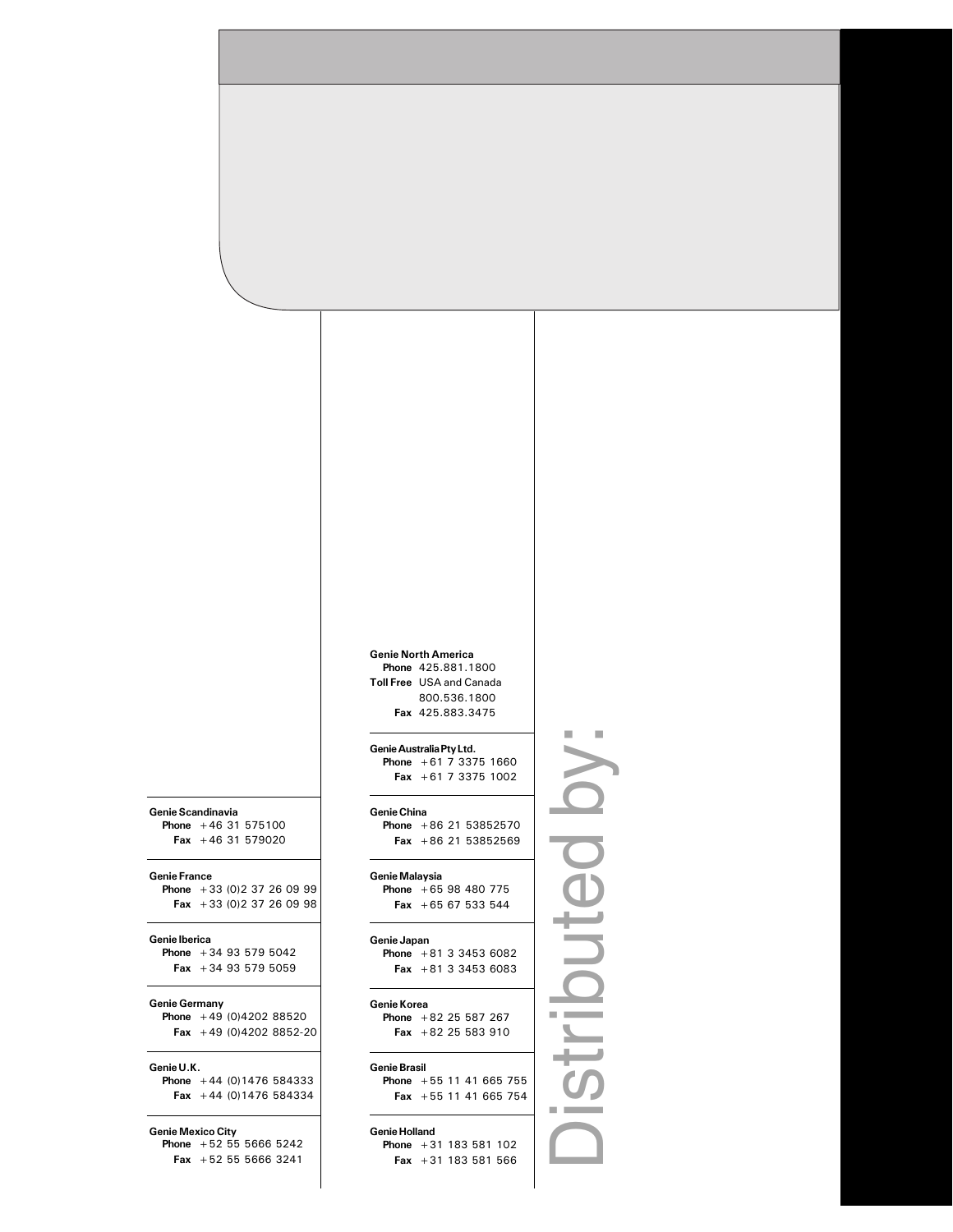**Genie North America**
**Phone** 425.881.1800
**Toll Free** USA and Canada
800.536.1800
**Fax** 425.883.3475

**Genie Australia Pty Ltd.**
**Phone** +61 7 3375 1660
**Fax** +61 7 3375 1002

**Genie Scandinavia**
**Phone** +46 31 575100
**Fax** +46 31 579020

**Genie France**
**Phone** +33 (0)2 37 26 09 99
**Fax** +33 (0)2 37 26 09 98

**Genie Iberica**
**Phone** +34 93 579 5042
**Fax** +34 93 579 5059

**Genie Germany**
**Phone** +49 (0)4202 88520
**Fax** +49 (0)4202 8852-20

**Genie U.K.**
**Phone** +44 (0)1476 584333
**Fax** +44 (0)1476 584334

**Genie Mexico City**
**Phone** +52 55 5666 5242
**Fax** +52 55 5666 3241

**Genie China**
**Phone** +86 21 53852570
**Fax** +86 21 53852569

**Genie Malaysia**
**Phone** +65 98 480 775
**Fax** +65 67 533 544

**Genie Japan**
**Phone** +81 3 3453 6082
**Fax** +81 3 3453 6083

**Genie Korea**
**Phone** +82 25 587 267
**Fax** +82 25 583 910

**Genie Brasil**
**Phone** +55 11 41 665 755
**Fax** +55 11 41 665 754

**Genie Holland**
**Phone** +31 183 581 102
**Fax** +31 183 581 566

Distributed by: